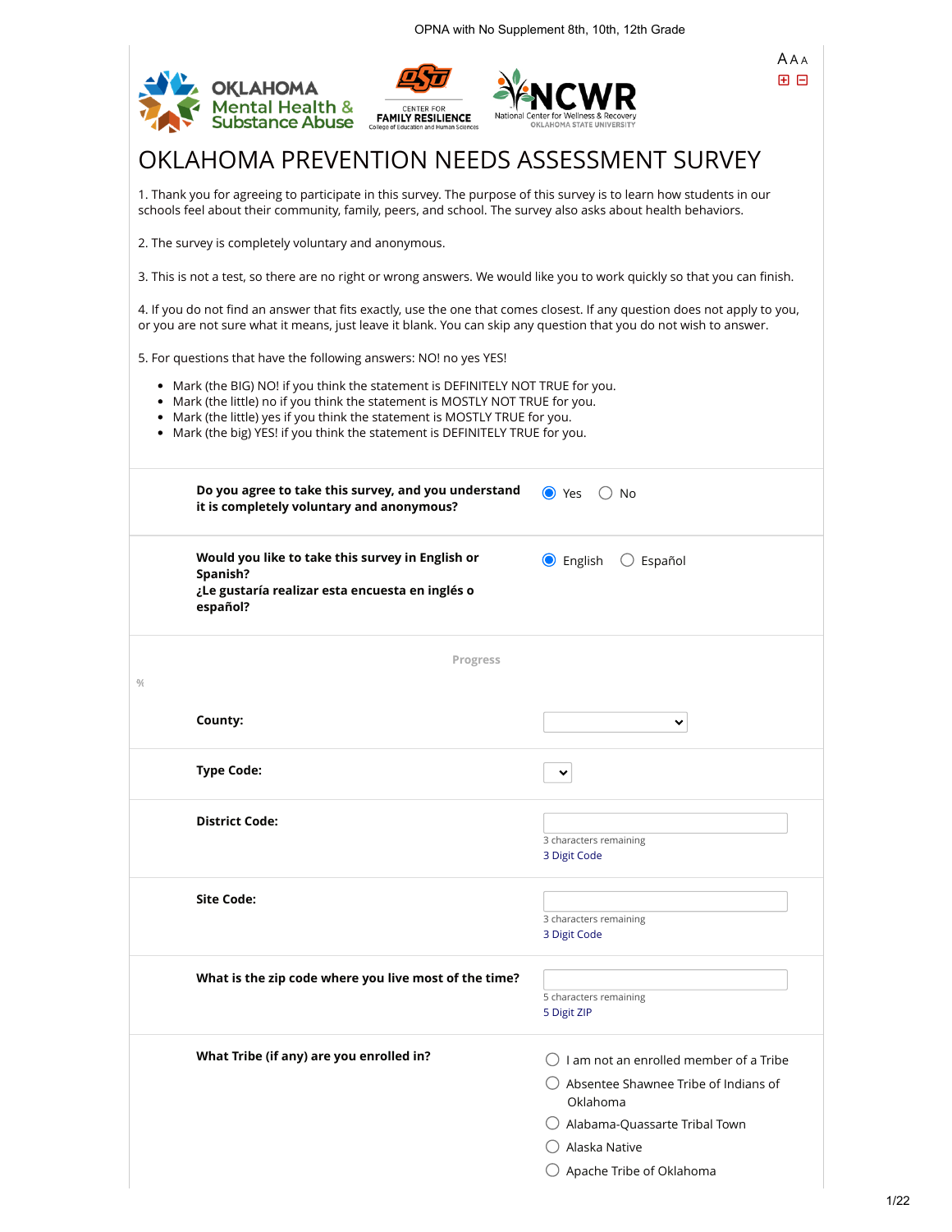OPNA with No Supplement 8th, 10th, 12th Grade

Oklahoma Mental Health & Substance Abuse | OSU Center for Family Resilience, College of Education and Human Sciences | NCWR National Center for Wellness & Recovery, Oklahoma State University

# OKLAHOMA PREVENTION NEEDS ASSESSMENT SURVEY

1. Thank you for agreeing to participate in this survey. The purpose of this survey is to learn how students in our schools feel about their community, family, peers, and school. The survey also asks about health behaviors.

2. The survey is completely voluntary and anonymous.

3. This is not a test, so there are no right or wrong answers. We would like you to work quickly so that you can finish.

4. If you do not find an answer that fits exactly, use the one that comes closest. If any question does not apply to you, or you are not sure what it means, just leave it blank. You can skip any question that you do not wish to answer.

5. For questions that have the following answers: NO! no yes YES!

- Mark (the BIG) NO! if you think the statement is DEFINITELY NOT TRUE for you.
- Mark (the little) no if you think the statement is MOSTLY NOT TRUE for you.
- Mark (the little) yes if you think the statement is MOSTLY TRUE for you.
- Mark (the big) YES! if you think the statement is DEFINITELY TRUE for you.

**Do you agree to take this survey, and you understand it is completely voluntary and anonymous?**

- [x] Yes
- [ ] No

**Would you like to take this survey in English or Spanish?**
**¿Le gustaría realizar esta encuesta en inglés o español?**

- [x] English
- [ ] Español

Progress

%

**County:** ______

**Type Code:** ______

**District Code:** ______
3 characters remaining
3 Digit Code

**Site Code:** ______
3 characters remaining
3 Digit Code

**What is the zip code where you live most of the time?** ______
5 characters remaining
5 Digit ZIP

**What Tribe (if any) are you enrolled in?**

- [ ] I am not an enrolled member of a Tribe
- [ ] Absentee Shawnee Tribe of Indians of Oklahoma
- [ ] Alabama-Quassarte Tribal Town
- [ ] Alaska Native
- [ ] Apache Tribe of Oklahoma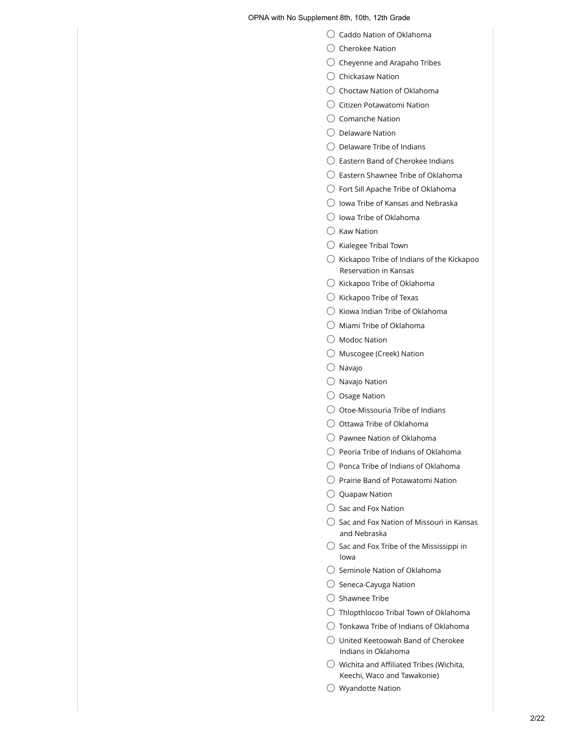- ◯ Caddo Nation of Oklahoma
- ◯ Cherokee Nation
- ◯ Cheyenne and Arapaho Tribes
- ◯ Chickasaw Nation
- ◯ Choctaw Nation of Oklahoma
- ◯ Citizen Potawatomi Nation
- ◯ Comanche Nation
- ◯ Delaware Nation
- ◯ Delaware Tribe of Indians
- ◯ Eastern Band of Cherokee Indians
- ◯ Eastern Shawnee Tribe of Oklahoma
- ◯ Fort Sill Apache Tribe of Oklahoma
- ◯ Iowa Tribe of Kansas and Nebraska
- ◯ Iowa Tribe of Oklahoma
- ◯ Kaw Nation
- ◯ Kialegee Tribal Town
- ◯ Kickapoo Tribe of Indians of the Kickapoo Reservation in Kansas
- ◯ Kickapoo Tribe of Oklahoma
- ◯ Kickapoo Tribe of Texas
- ◯ Kiowa Indian Tribe of Oklahoma
- ◯ Miami Tribe of Oklahoma
- ◯ Modoc Nation
- ◯ Muscogee (Creek) Nation
- ◯ Navajo
- ◯ Navajo Nation
- ◯ Osage Nation
- ◯ Otoe-Missouria Tribe of Indians
- ◯ Ottawa Tribe of Oklahoma
- ◯ Pawnee Nation of Oklahoma
- ◯ Peoria Tribe of Indians of Oklahoma
- ◯ Ponca Tribe of Indians of Oklahoma
- ◯ Prairie Band of Potawatomi Nation
- ◯ Quapaw Nation
- ◯ Sac and Fox Nation
- ◯ Sac and Fox Nation of Missouri in Kansas and Nebraska
- ◯ Sac and Fox Tribe of the Mississippi in Iowa
- ◯ Seminole Nation of Oklahoma
- ◯ Seneca-Cayuga Nation
- ◯ Shawnee Tribe
- ◯ Thlopthlocco Tribal Town of Oklahoma
- ◯ Tonkawa Tribe of Indians of Oklahoma
- ◯ United Keetoowah Band of Cherokee Indians in Oklahoma
- ◯ Wichita and Affiliated Tribes (Wichita, Keechi, Waco and Tawakonie)
- ◯ Wyandotte Nation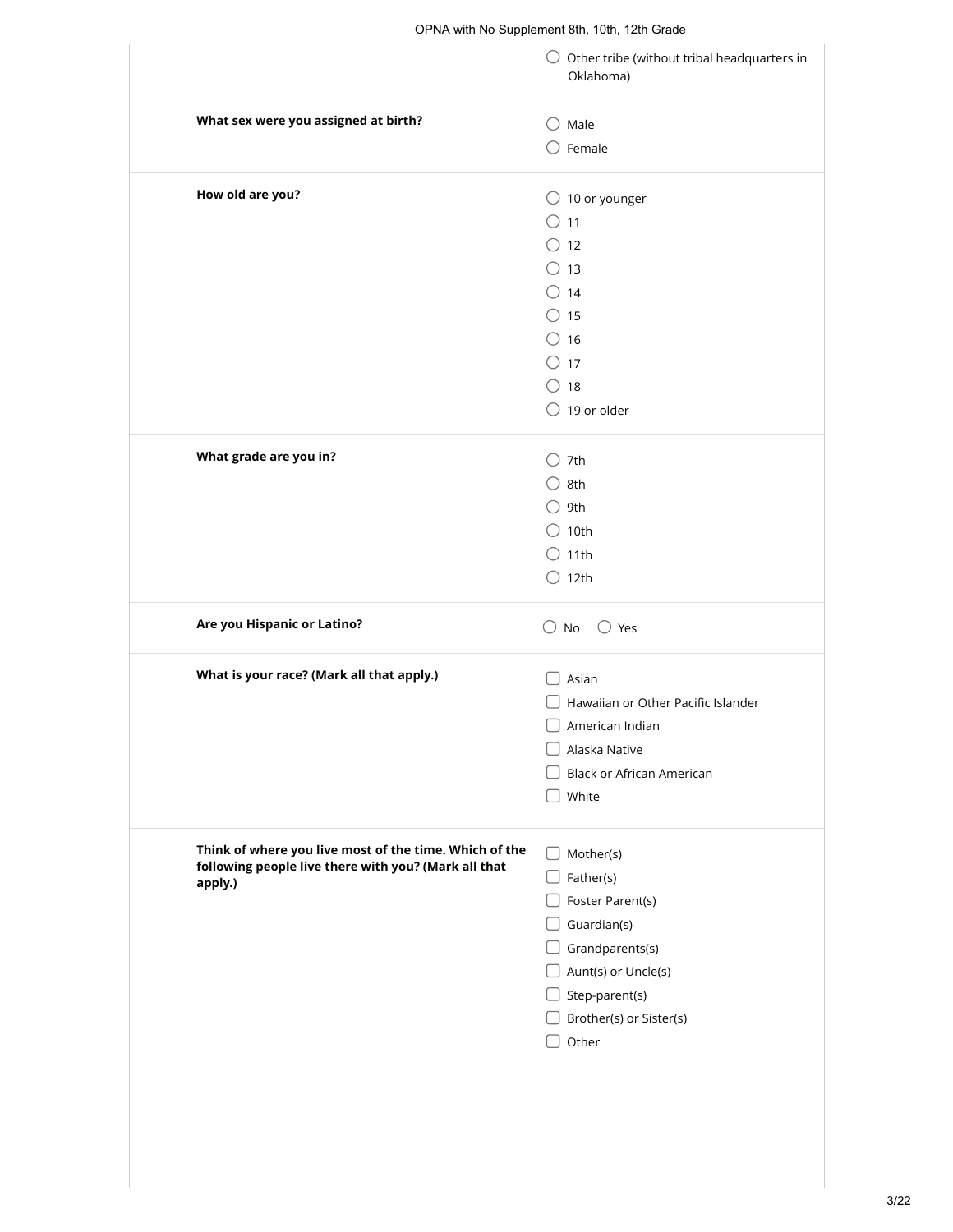- ○ Other tribe (without tribal headquarters in Oklahoma)

**What sex were you assigned at birth?**

- ○ Male
- ○ Female

**How old are you?**

- ○ 10 or younger
- ○ 11
- ○ 12
- ○ 13
- ○ 14
- ○ 15
- ○ 16
- ○ 17
- ○ 18
- ○ 19 or older

**What grade are you in?**

- ○ 7th
- ○ 8th
- ○ 9th
- ○ 10th
- ○ 11th
- ○ 12th

**Are you Hispanic or Latino?**

○ No ○ Yes

**What is your race? (Mark all that apply.)**

- ☐ Asian
- ☐ Hawaiian or Other Pacific Islander
- ☐ American Indian
- ☐ Alaska Native
- ☐ Black or African American
- ☐ White

**Think of where you live most of the time. Which of the following people live there with you? (Mark all that apply.)**

- ☐ Mother(s)
- ☐ Father(s)
- ☐ Foster Parent(s)
- ☐ Guardian(s)
- ☐ Grandparents(s)
- ☐ Aunt(s) or Uncle(s)
- ☐ Step-parent(s)
- ☐ Brother(s) or Sister(s)
- ☐ Other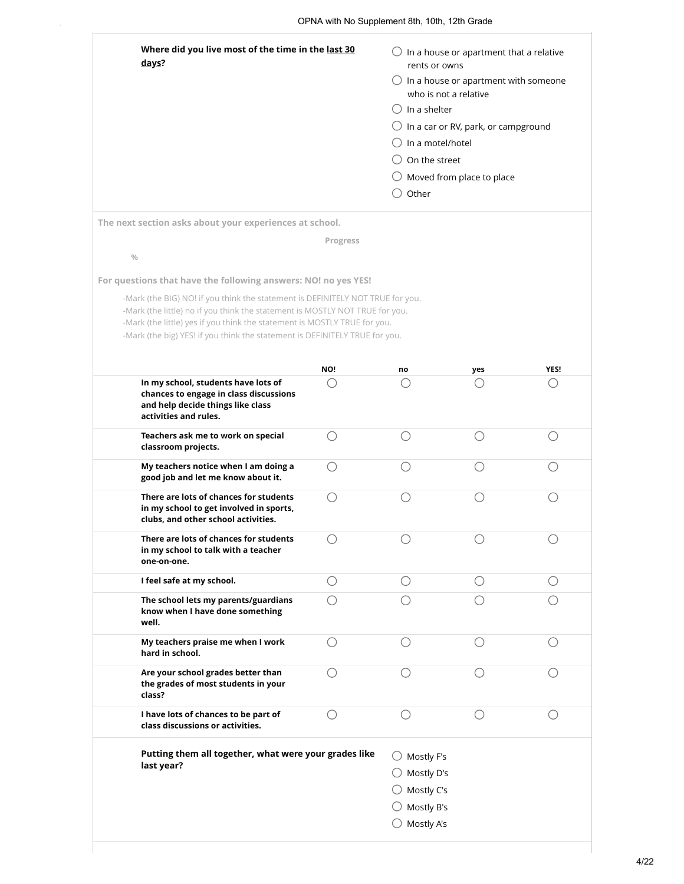**Where did you live most of the time in the last 30 days?**

- ◯ In a house or apartment that a relative rents or owns
- ◯ In a house or apartment with someone who is not a relative
- ◯ In a shelter
- ◯ In a car or RV, park, or campground
- ◯ In a motel/hotel
- ◯ On the street
- ◯ Moved from place to place
- ◯ Other

**The next section asks about your experiences at school.**

**Progress**

%

**For questions that have the following answers: NO! no yes YES!**

-Mark (the BIG) NO! if you think the statement is DEFINITELY NOT TRUE for you.
-Mark (the little) no if you think the statement is MOSTLY NOT TRUE for you.
-Mark (the little) yes if you think the statement is MOSTLY TRUE for you.
-Mark (the big) YES! if you think the statement is DEFINITELY TRUE for you.

| | NO! | no | yes | YES! |
|---|---|---|---|---|
| **In my school, students have lots of chances to engage in class discussions and help decide things like class activities and rules.** | ◯ | ◯ | ◯ | ◯ |
| **Teachers ask me to work on special classroom projects.** | ◯ | ◯ | ◯ | ◯ |
| **My teachers notice when I am doing a good job and let me know about it.** | ◯ | ◯ | ◯ | ◯ |
| **There are lots of chances for students in my school to get involved in sports, clubs, and other school activities.** | ◯ | ◯ | ◯ | ◯ |
| **There are lots of chances for students in my school to talk with a teacher one-on-one.** | ◯ | ◯ | ◯ | ◯ |
| **I feel safe at my school.** | ◯ | ◯ | ◯ | ◯ |
| **The school lets my parents/guardians know when I have done something well.** | ◯ | ◯ | ◯ | ◯ |
| **My teachers praise me when I work hard in school.** | ◯ | ◯ | ◯ | ◯ |
| **Are your school grades better than the grades of most students in your class?** | ◯ | ◯ | ◯ | ◯ |
| **I have lots of chances to be part of class discussions or activities.** | ◯ | ◯ | ◯ | ◯ |

**Putting them all together, what were your grades like last year?**

- ◯ Mostly F's
- ◯ Mostly D's
- ◯ Mostly C's
- ◯ Mostly B's
- ◯ Mostly A's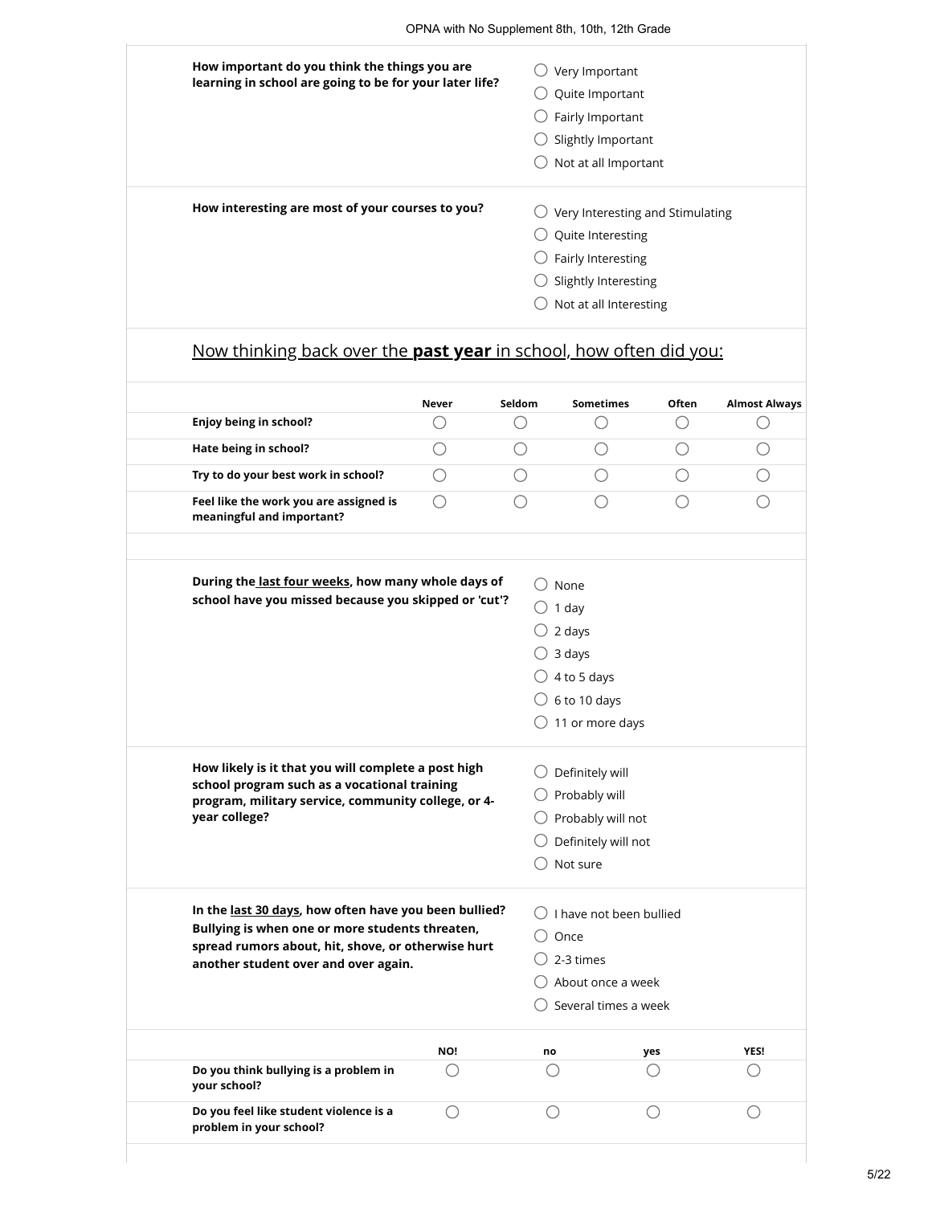**How important do you think the things you are learning in school are going to be for your later life?**

- ◯ Very Important
- ◯ Quite Important
- ◯ Fairly Important
- ◯ Slightly Important
- ◯ Not at all Important

**How interesting are most of your courses to you?**

- ◯ Very Interesting and Stimulating
- ◯ Quite Interesting
- ◯ Fairly Interesting
- ◯ Slightly Interesting
- ◯ Not at all Interesting

## Now thinking back over the **past year** in school, how often did you:

| | Never | Seldom | Sometimes | Often | Almost Always |
|---|---|---|---|---|---|
| **Enjoy being in school?** | ◯ | ◯ | ◯ | ◯ | ◯ |
| **Hate being in school?** | ◯ | ◯ | ◯ | ◯ | ◯ |
| **Try to do your best work in school?** | ◯ | ◯ | ◯ | ◯ | ◯ |
| **Feel like the work you are assigned is meaningful and important?** | ◯ | ◯ | ◯ | ◯ | ◯ |

**During the last four weeks, how many whole days of school have you missed because you skipped or 'cut'?**

- ◯ None
- ◯ 1 day
- ◯ 2 days
- ◯ 3 days
- ◯ 4 to 5 days
- ◯ 6 to 10 days
- ◯ 11 or more days

**How likely is it that you will complete a post high school program such as a vocational training program, military service, community college, or 4-year college?**

- ◯ Definitely will
- ◯ Probably will
- ◯ Probably will not
- ◯ Definitely will not
- ◯ Not sure

**In the last 30 days, how often have you been bullied? Bullying is when one or more students threaten, spread rumors about, hit, shove, or otherwise hurt another student over and over again.**

- ◯ I have not been bullied
- ◯ Once
- ◯ 2-3 times
- ◯ About once a week
- ◯ Several times a week

| | NO! | no | yes | YES! |
|---|---|---|---|---|
| **Do you think bullying is a problem in your school?** | ◯ | ◯ | ◯ | ◯ |
| **Do you feel like student violence is a problem in your school?** | ◯ | ◯ | ◯ | ◯ |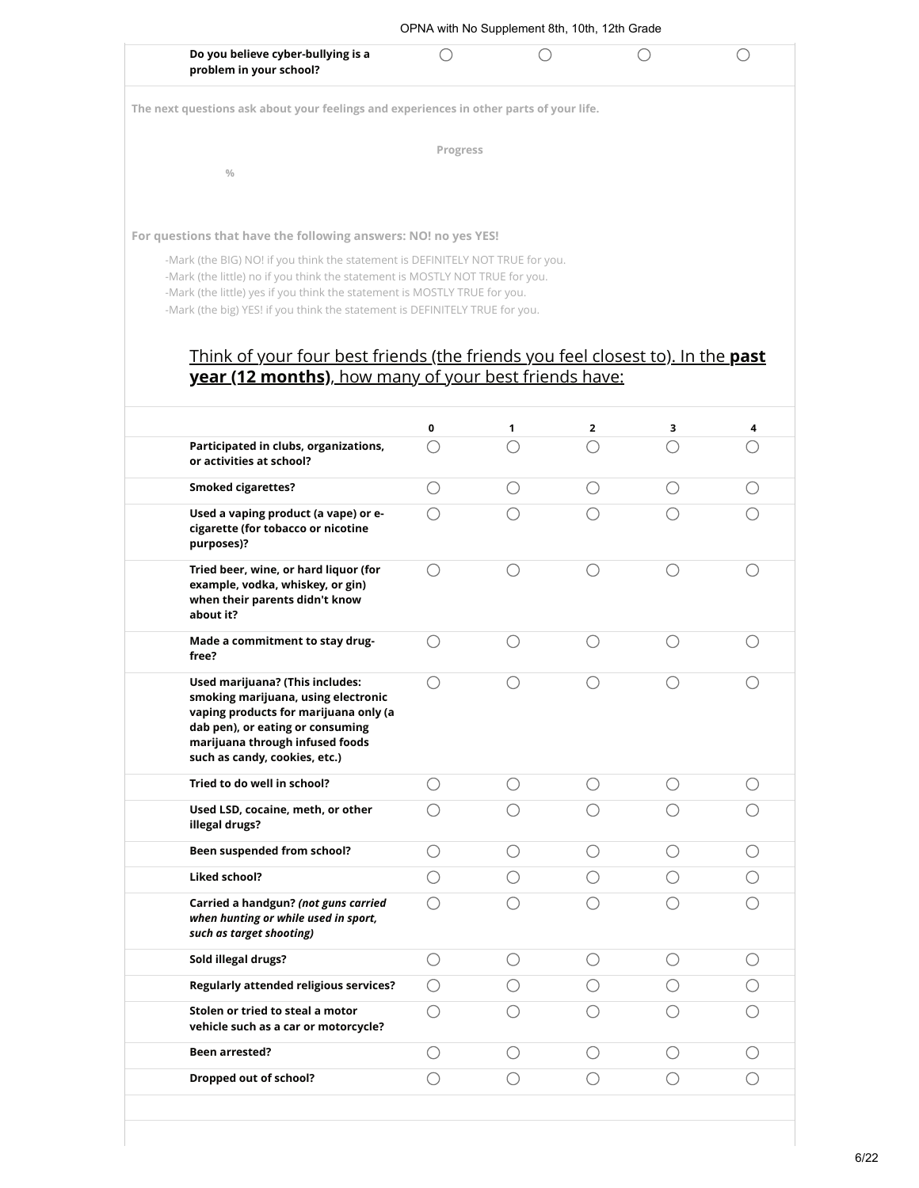| | | | | |
|---|---|---|---|---|
| **Do you believe cyber-bullying is a problem in your school?** | ◯ | ◯ | ◯ | ◯ |

**The next questions ask about your feelings and experiences in other parts of your life.**

**Progress**

%

**For questions that have the following answers: NO! no yes YES!**

-Mark (the BIG) NO! if you think the statement is DEFINITELY NOT TRUE for you.
-Mark (the little) no if you think the statement is MOSTLY NOT TRUE for you.
-Mark (the little) yes if you think the statement is MOSTLY TRUE for you.
-Mark (the big) YES! if you think the statement is DEFINITELY TRUE for you.

## Think of your four best friends (the friends you feel closest to). In the **past year (12 months)**, how many of your best friends have:

| | 0 | 1 | 2 | 3 | 4 |
|---|---|---|---|---|---|
| **Participated in clubs, organizations, or activities at school?** | ◯ | ◯ | ◯ | ◯ | ◯ |
| **Smoked cigarettes?** | ◯ | ◯ | ◯ | ◯ | ◯ |
| **Used a vaping product (a vape) or e-cigarette (for tobacco or nicotine purposes)?** | ◯ | ◯ | ◯ | ◯ | ◯ |
| **Tried beer, wine, or hard liquor (for example, vodka, whiskey, or gin) when their parents didn't know about it?** | ◯ | ◯ | ◯ | ◯ | ◯ |
| **Made a commitment to stay drug-free?** | ◯ | ◯ | ◯ | ◯ | ◯ |
| **Used marijuana? (This includes: smoking marijuana, using electronic vaping products for marijuana only (a dab pen), or eating or consuming marijuana through infused foods such as candy, cookies, etc.)** | ◯ | ◯ | ◯ | ◯ | ◯ |
| **Tried to do well in school?** | ◯ | ◯ | ◯ | ◯ | ◯ |
| **Used LSD, cocaine, meth, or other illegal drugs?** | ◯ | ◯ | ◯ | ◯ | ◯ |
| **Been suspended from school?** | ◯ | ◯ | ◯ | ◯ | ◯ |
| **Liked school?** | ◯ | ◯ | ◯ | ◯ | ◯ |
| **Carried a handgun?** ***(not guns carried when hunting or while used in sport, such as target shooting)*** | ◯ | ◯ | ◯ | ◯ | ◯ |
| **Sold illegal drugs?** | ◯ | ◯ | ◯ | ◯ | ◯ |
| **Regularly attended religious services?** | ◯ | ◯ | ◯ | ◯ | ◯ |
| **Stolen or tried to steal a motor vehicle such as a car or motorcycle?** | ◯ | ◯ | ◯ | ◯ | ◯ |
| **Been arrested?** | ◯ | ◯ | ◯ | ◯ | ◯ |
| **Dropped out of school?** | ◯ | ◯ | ◯ | ◯ | ◯ |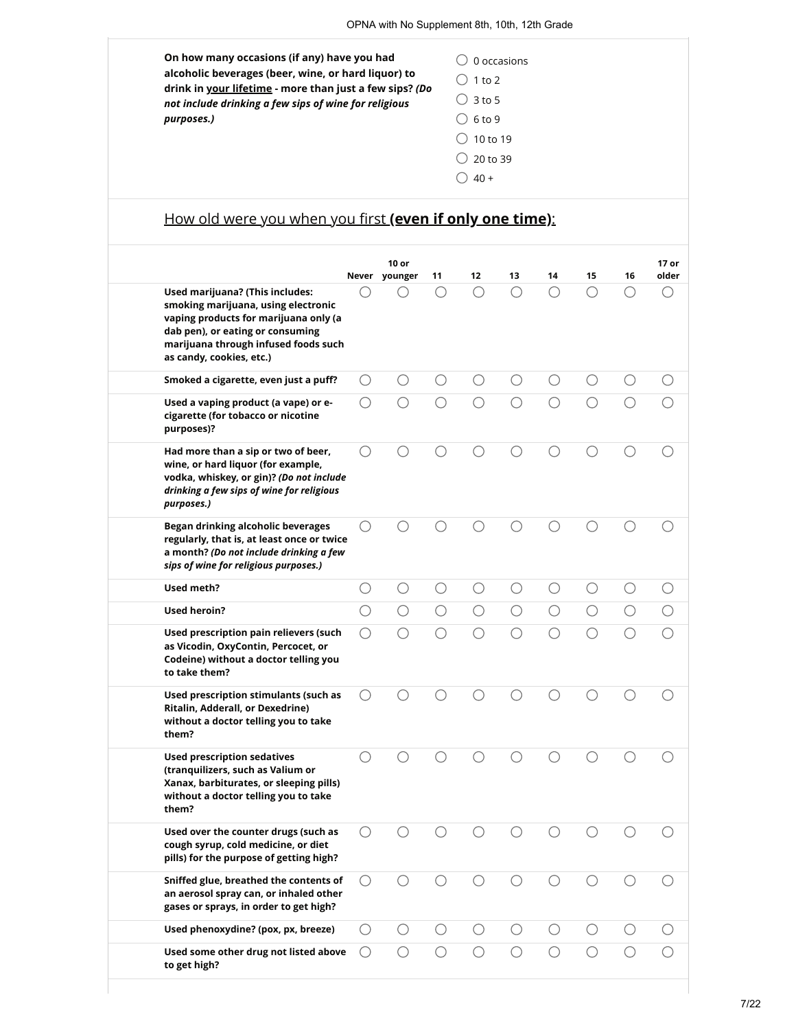**On how many occasions (if any) have you had alcoholic beverages (beer, wine, or hard liquor) to drink in <u>your lifetime</u> - more than just a few sips?** ***(Do not include drinking a few sips of wine for religious purposes.)***

- ◯ 0 occasions
- ◯ 1 to 2
- ◯ 3 to 5
- ◯ 6 to 9
- ◯ 10 to 19
- ◯ 20 to 39
- ◯ 40 +

## <u>How old were you when you first **(even if only one time)**:</u>

| | Never | 10 or younger | 11 | 12 | 13 | 14 | 15 | 16 | 17 or older |
|---|---|---|---|---|---|---|---|---|---|
| **Used marijuana? (This includes: smoking marijuana, using electronic vaping products for marijuana only (a dab pen), or eating or consuming marijuana through infused foods such as candy, cookies, etc.)** | ◯ | ◯ | ◯ | ◯ | ◯ | ◯ | ◯ | ◯ | ◯ |
| **Smoked a cigarette, even just a puff?** | ◯ | ◯ | ◯ | ◯ | ◯ | ◯ | ◯ | ◯ | ◯ |
| **Used a vaping product (a vape) or e-cigarette (for tobacco or nicotine purposes)?** | ◯ | ◯ | ◯ | ◯ | ◯ | ◯ | ◯ | ◯ | ◯ |
| **Had more than a sip or two of beer, wine, or hard liquor (for example, vodka, whiskey, or gin)?** ***(Do not include drinking a few sips of wine for religious purposes.)*** | ◯ | ◯ | ◯ | ◯ | ◯ | ◯ | ◯ | ◯ | ◯ |
| **Began drinking alcoholic beverages regularly, that is, at least once or twice a month?** ***(Do not include drinking a few sips of wine for religious purposes.)*** | ◯ | ◯ | ◯ | ◯ | ◯ | ◯ | ◯ | ◯ | ◯ |
| **Used meth?** | ◯ | ◯ | ◯ | ◯ | ◯ | ◯ | ◯ | ◯ | ◯ |
| **Used heroin?** | ◯ | ◯ | ◯ | ◯ | ◯ | ◯ | ◯ | ◯ | ◯ |
| **Used prescription pain relievers (such as Vicodin, OxyContin, Percocet, or Codeine) without a doctor telling you to take them?** | ◯ | ◯ | ◯ | ◯ | ◯ | ◯ | ◯ | ◯ | ◯ |
| **Used prescription stimulants (such as Ritalin, Adderall, or Dexedrine) without a doctor telling you to take them?** | ◯ | ◯ | ◯ | ◯ | ◯ | ◯ | ◯ | ◯ | ◯ |
| **Used prescription sedatives (tranquilizers, such as Valium or Xanax, barbiturates, or sleeping pills) without a doctor telling you to take them?** | ◯ | ◯ | ◯ | ◯ | ◯ | ◯ | ◯ | ◯ | ◯ |
| **Used over the counter drugs (such as cough syrup, cold medicine, or diet pills) for the purpose of getting high?** | ◯ | ◯ | ◯ | ◯ | ◯ | ◯ | ◯ | ◯ | ◯ |
| **Sniffed glue, breathed the contents of an aerosol spray can, or inhaled other gases or sprays, in order to get high?** | ◯ | ◯ | ◯ | ◯ | ◯ | ◯ | ◯ | ◯ | ◯ |
| **Used phenoxydine? (pox, px, breeze)** | ◯ | ◯ | ◯ | ◯ | ◯ | ◯ | ◯ | ◯ | ◯ |
| **Used some other drug not listed above to get high?** | ◯ | ◯ | ◯ | ◯ | ◯ | ◯ | ◯ | ◯ | ◯ |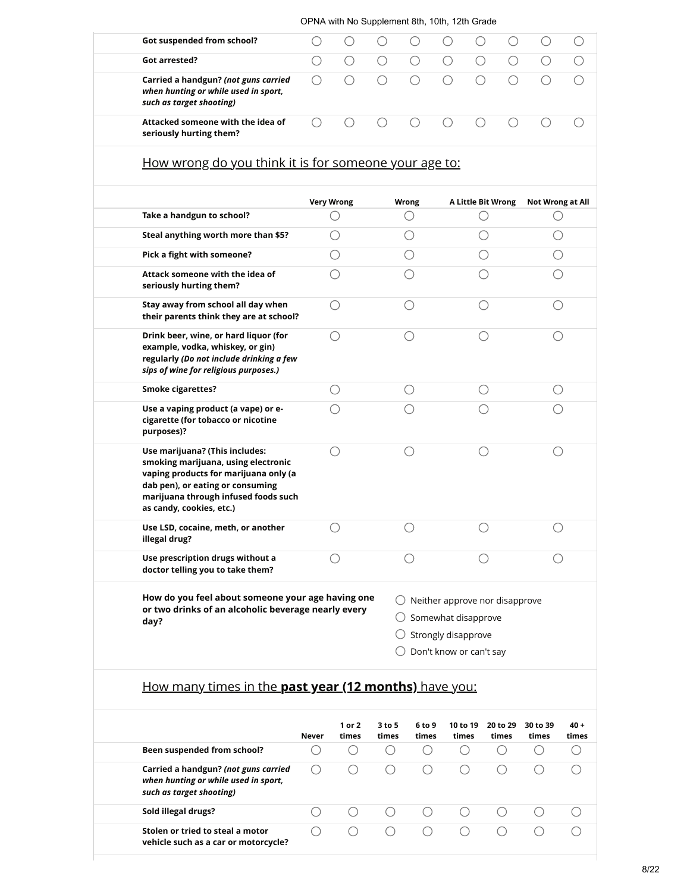| | | | | | | | | | |
|---|---|---|---|---|---|---|---|---|---|
| **Got suspended from school?** | ◯ | ◯ | ◯ | ◯ | ◯ | ◯ | ◯ | ◯ | ◯ |
| **Got arrested?** | ◯ | ◯ | ◯ | ◯ | ◯ | ◯ | ◯ | ◯ | ◯ |
| **Carried a handgun?** ***(not guns carried when hunting or while used in sport, such as target shooting)*** | ◯ | ◯ | ◯ | ◯ | ◯ | ◯ | ◯ | ◯ | ◯ |
| **Attacked someone with the idea of seriously hurting them?** | ◯ | ◯ | ◯ | ◯ | ◯ | ◯ | ◯ | ◯ | ◯ |

## How wrong do you think it is for someone your age to:

| | Very Wrong | Wrong | A Little Bit Wrong | Not Wrong at All |
|---|---|---|---|---|
| **Take a handgun to school?** | ◯ | ◯ | ◯ | ◯ |
| **Steal anything worth more than $5?** | ◯ | ◯ | ◯ | ◯ |
| **Pick a fight with someone?** | ◯ | ◯ | ◯ | ◯ |
| **Attack someone with the idea of seriously hurting them?** | ◯ | ◯ | ◯ | ◯ |
| **Stay away from school all day when their parents think they are at school?** | ◯ | ◯ | ◯ | ◯ |
| **Drink beer, wine, or hard liquor (for example, vodka, whiskey, or gin) regularly** ***(Do not include drinking a few sips of wine for religious purposes.)*** | ◯ | ◯ | ◯ | ◯ |
| **Smoke cigarettes?** | ◯ | ◯ | ◯ | ◯ |
| **Use a vaping product (a vape) or e-cigarette (for tobacco or nicotine purposes)?** | ◯ | ◯ | ◯ | ◯ |
| **Use marijuana? (This includes: smoking marijuana, using electronic vaping products for marijuana only (a dab pen), or eating or consuming marijuana through infused foods such as candy, cookies, etc.)** | ◯ | ◯ | ◯ | ◯ |
| **Use LSD, cocaine, meth, or another illegal drug?** | ◯ | ◯ | ◯ | ◯ |
| **Use prescription drugs without a doctor telling you to take them?** | ◯ | ◯ | ◯ | ◯ |

**How do you feel about someone your age having one or two drinks of an alcoholic beverage nearly every day?**

- ◯ Neither approve nor disapprove
- ◯ Somewhat disapprove
- ◯ Strongly disapprove
- ◯ Don't know or can't say

## How many times in the **past year (12 months)** have you:

| | Never | 1 or 2 times | 3 to 5 times | 6 to 9 times | 10 to 19 times | 20 to 29 times | 30 to 39 times | 40 + times |
|---|---|---|---|---|---|---|---|---|
| **Been suspended from school?** | ◯ | ◯ | ◯ | ◯ | ◯ | ◯ | ◯ | ◯ |
| **Carried a handgun?** ***(not guns carried when hunting or while used in sport, such as target shooting)*** | ◯ | ◯ | ◯ | ◯ | ◯ | ◯ | ◯ | ◯ |
| **Sold illegal drugs?** | ◯ | ◯ | ◯ | ◯ | ◯ | ◯ | ◯ | ◯ |
| **Stolen or tried to steal a motor vehicle such as a car or motorcycle?** | ◯ | ◯ | ◯ | ◯ | ◯ | ◯ | ◯ | ◯ |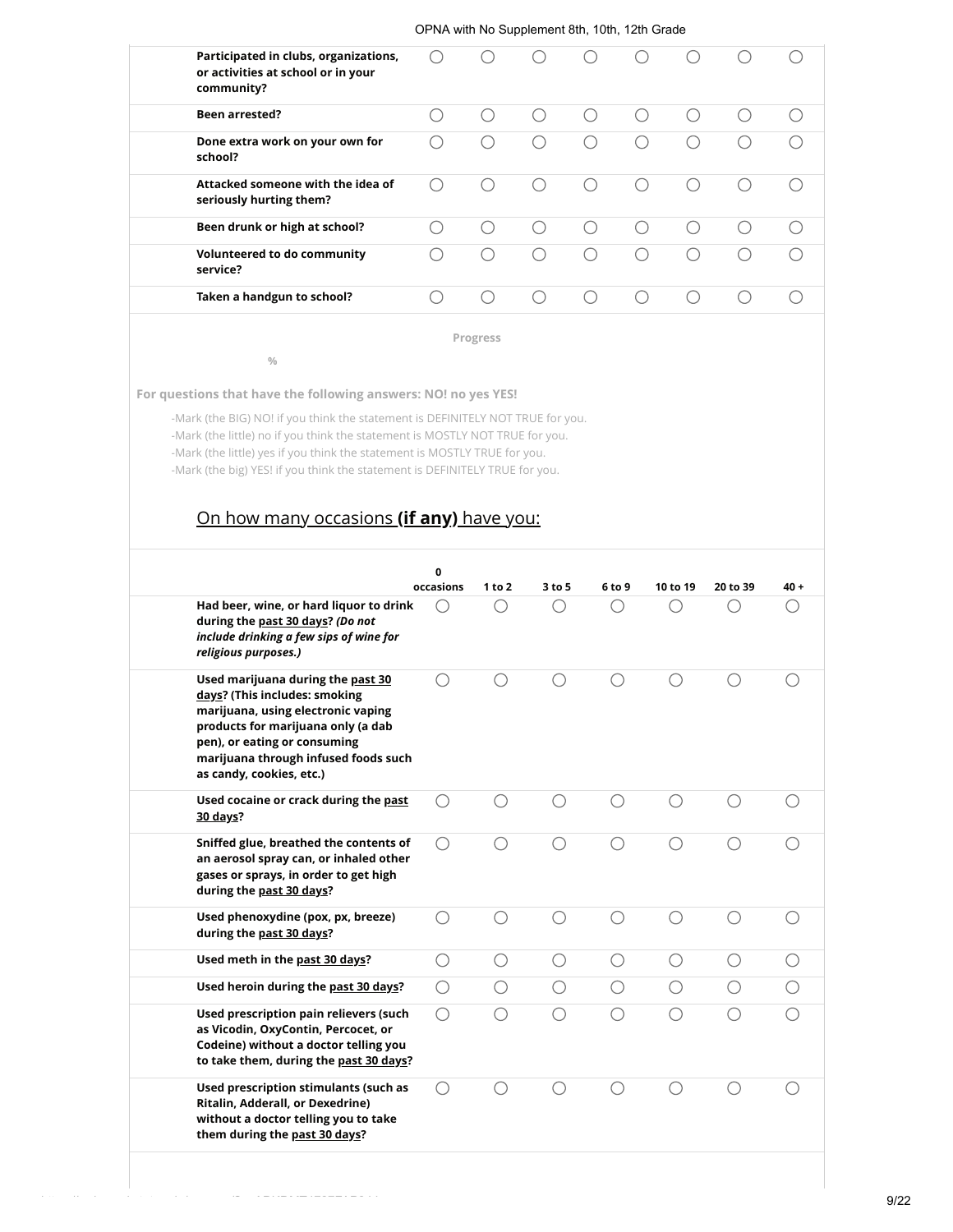| | | | | | | | | |
|---|---|---|---|---|---|---|---|---|
| **Participated in clubs, organizations, or activities at school or in your community?** | ◯ | ◯ | ◯ | ◯ | ◯ | ◯ | ◯ | ◯ |
| **Been arrested?** | ◯ | ◯ | ◯ | ◯ | ◯ | ◯ | ◯ | ◯ |
| **Done extra work on your own for school?** | ◯ | ◯ | ◯ | ◯ | ◯ | ◯ | ◯ | ◯ |
| **Attacked someone with the idea of seriously hurting them?** | ◯ | ◯ | ◯ | ◯ | ◯ | ◯ | ◯ | ◯ |
| **Been drunk or high at school?** | ◯ | ◯ | ◯ | ◯ | ◯ | ◯ | ◯ | ◯ |
| **Volunteered to do community service?** | ◯ | ◯ | ◯ | ◯ | ◯ | ◯ | ◯ | ◯ |
| **Taken a handgun to school?** | ◯ | ◯ | ◯ | ◯ | ◯ | ◯ | ◯ | ◯ |

Progress

%

**For questions that have the following answers: NO! no yes YES!**

-Mark (the BIG) NO! if you think the statement is DEFINITELY NOT TRUE for you.
-Mark (the little) no if you think the statement is MOSTLY NOT TRUE for you.
-Mark (the little) yes if you think the statement is MOSTLY TRUE for you.
-Mark (the big) YES! if you think the statement is DEFINITELY TRUE for you.

## On how many occasions **(if any)** have you:

| | 0 occasions | 1 to 2 | 3 to 5 | 6 to 9 | 10 to 19 | 20 to 39 | 40 + |
|---|---|---|---|---|---|---|---|
| **Had beer, wine, or hard liquor to drink during the past 30 days?** ***(Do not include drinking a few sips of wine for religious purposes.)*** | ◯ | ◯ | ◯ | ◯ | ◯ | ◯ | ◯ |
| **Used marijuana during the past 30 days? (This includes: smoking marijuana, using electronic vaping products for marijuana only (a dab pen), or eating or consuming marijuana through infused foods such as candy, cookies, etc.)** | ◯ | ◯ | ◯ | ◯ | ◯ | ◯ | ◯ |
| **Used cocaine or crack during the past 30 days?** | ◯ | ◯ | ◯ | ◯ | ◯ | ◯ | ◯ |
| **Sniffed glue, breathed the contents of an aerosol spray can, or inhaled other gases or sprays, in order to get high during the past 30 days?** | ◯ | ◯ | ◯ | ◯ | ◯ | ◯ | ◯ |
| **Used phenoxydine (pox, px, breeze) during the past 30 days?** | ◯ | ◯ | ◯ | ◯ | ◯ | ◯ | ◯ |
| **Used meth in the past 30 days?** | ◯ | ◯ | ◯ | ◯ | ◯ | ◯ | ◯ |
| **Used heroin during the past 30 days?** | ◯ | ◯ | ◯ | ◯ | ◯ | ◯ | ◯ |
| **Used prescription pain relievers (such as Vicodin, OxyContin, Percocet, or Codeine) without a doctor telling you to take them, during the past 30 days?** | ◯ | ◯ | ◯ | ◯ | ◯ | ◯ | ◯ |
| **Used prescription stimulants (such as Ritalin, Adderall, or Dexedrine) without a doctor telling you to take them during the past 30 days?** | ◯ | ◯ | ◯ | ◯ | ◯ | ◯ | ◯ |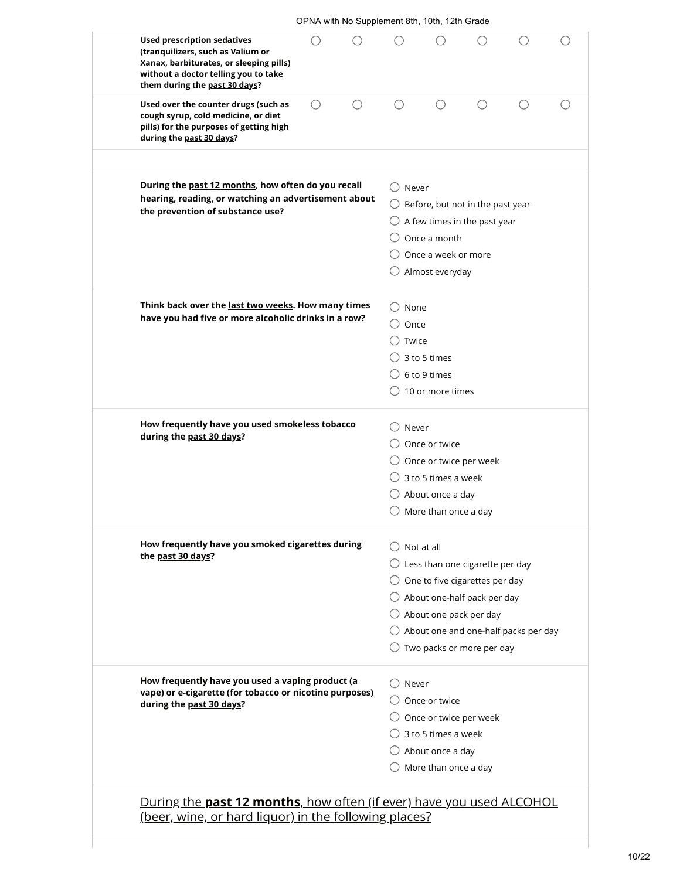| | | | | | | | |
|---|---|---|---|---|---|---|---|
| **Used prescription sedatives (tranquilizers, such as Valium or Xanax, barbiturates, or sleeping pills) without a doctor telling you to take them during the past 30 days?** | ◯ | ◯ | ◯ | ◯ | ◯ | ◯ | ◯ |
| **Used over the counter drugs (such as cough syrup, cold medicine, or diet pills) for the purposes of getting high during the past 30 days?** | ◯ | ◯ | ◯ | ◯ | ◯ | ◯ | ◯ |

**During the past 12 months, how often do you recall hearing, reading, or watching an advertisement about the prevention of substance use?**

- ◯ Never
- ◯ Before, but not in the past year
- ◯ A few times in the past year
- ◯ Once a month
- ◯ Once a week or more
- ◯ Almost everyday

**Think back over the last two weeks. How many times have you had five or more alcoholic drinks in a row?**

- ◯ None
- ◯ Once
- ◯ Twice
- ◯ 3 to 5 times
- ◯ 6 to 9 times
- ◯ 10 or more times

**How frequently have you used smokeless tobacco during the past 30 days?**

- ◯ Never
- ◯ Once or twice
- ◯ Once or twice per week
- ◯ 3 to 5 times a week
- ◯ About once a day
- ◯ More than once a day

**How frequently have you smoked cigarettes during the past 30 days?**

- ◯ Not at all
- ◯ Less than one cigarette per day
- ◯ One to five cigarettes per day
- ◯ About one-half pack per day
- ◯ About one pack per day
- ◯ About one and one-half packs per day
- ◯ Two packs or more per day

**How frequently have you used a vaping product (a vape) or e-cigarette (for tobacco or nicotine purposes) during the past 30 days?**

- ◯ Never
- ◯ Once or twice
- ◯ Once or twice per week
- ◯ 3 to 5 times a week
- ◯ About once a day
- ◯ More than once a day

## During the **past 12 months**, how often (if ever) have you used ALCOHOL (beer, wine, or hard liquor) in the following places?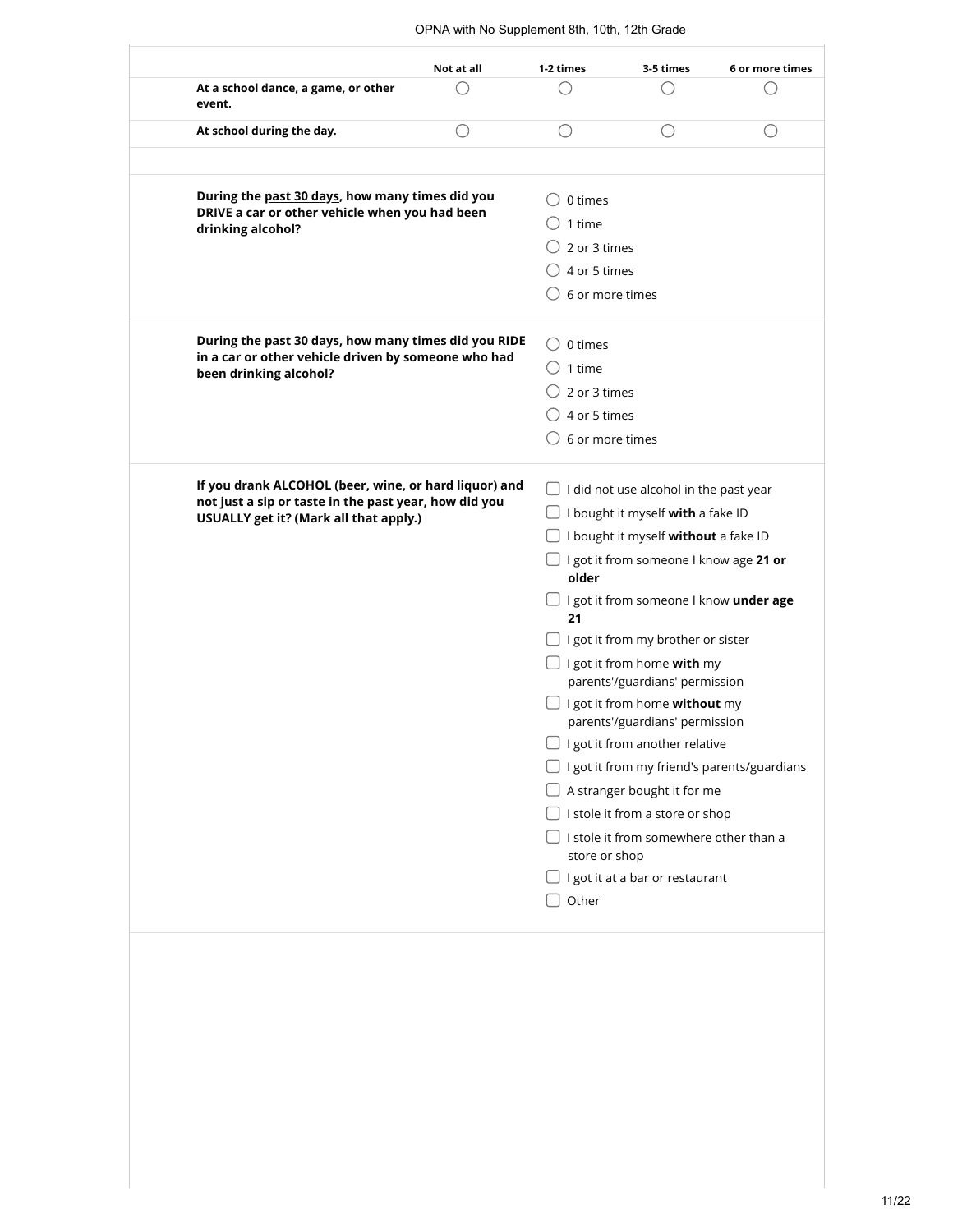| | Not at all | 1-2 times | 3-5 times | 6 or more times |
|---|---|---|---|---|
| **At a school dance, a game, or other event.** | ◯ | ◯ | ◯ | ◯ |
| **At school during the day.** | ◯ | ◯ | ◯ | ◯ |

**During the past 30 days, how many times did you DRIVE a car or other vehicle when you had been drinking alcohol?**

- ◯ 0 times
- ◯ 1 time
- ◯ 2 or 3 times
- ◯ 4 or 5 times
- ◯ 6 or more times

**During the past 30 days, how many times did you RIDE in a car or other vehicle driven by someone who had been drinking alcohol?**

- ◯ 0 times
- ◯ 1 time
- ◯ 2 or 3 times
- ◯ 4 or 5 times
- ◯ 6 or more times

**If you drank ALCOHOL (beer, wine, or hard liquor) and not just a sip or taste in the past year, how did you USUALLY get it? (Mark all that apply.)**

- ☐ I did not use alcohol in the past year
- ☐ I bought it myself **with** a fake ID
- ☐ I bought it myself **without** a fake ID
- ☐ I got it from someone I know age **21 or older**
- ☐ I got it from someone I know **under age 21**
- ☐ I got it from my brother or sister
- ☐ I got it from home **with** my parents'/guardians' permission
- ☐ I got it from home **without** my parents'/guardians' permission
- ☐ I got it from another relative
- ☐ I got it from my friend's parents/guardians
- ☐ A stranger bought it for me
- ☐ I stole it from a store or shop
- ☐ I stole it from somewhere other than a store or shop
- ☐ I got it at a bar or restaurant
- ☐ Other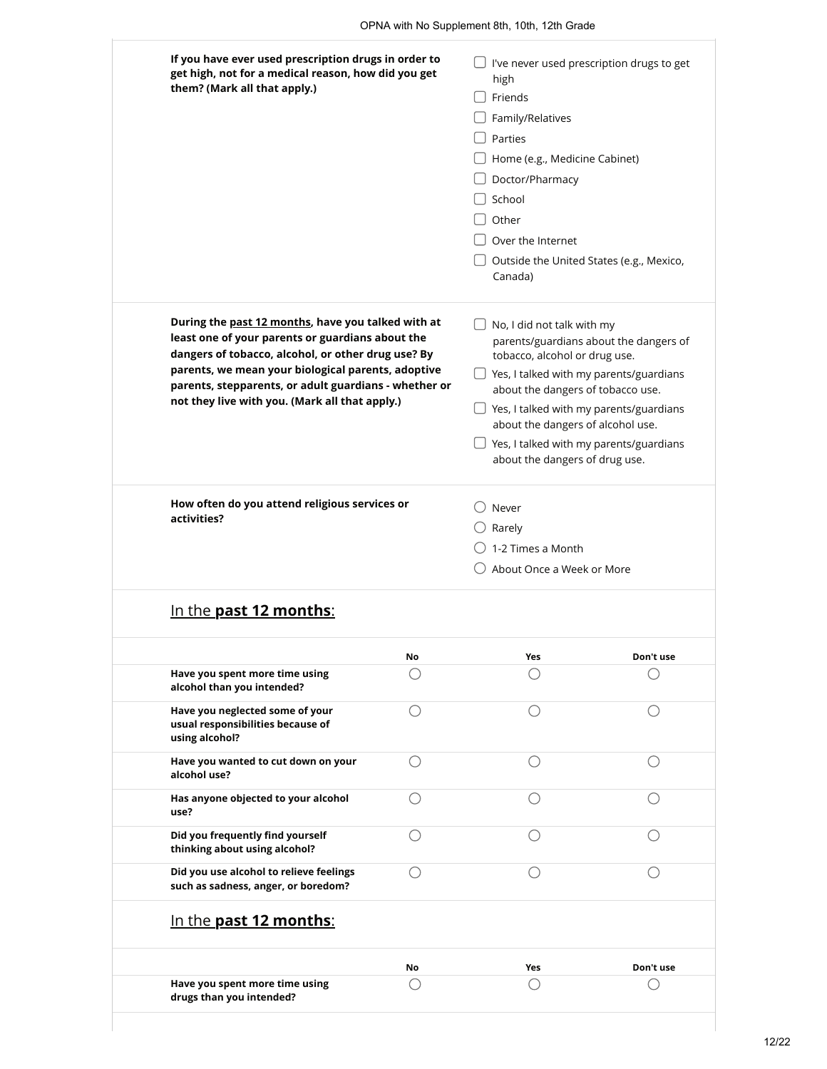**If you have ever used prescription drugs in order to get high, not for a medical reason, how did you get them? (Mark all that apply.)**

- ☐ I've never used prescription drugs to get high
- ☐ Friends
- ☐ Family/Relatives
- ☐ Parties
- ☐ Home (e.g., Medicine Cabinet)
- ☐ Doctor/Pharmacy
- ☐ School
- ☐ Other
- ☐ Over the Internet
- ☐ Outside the United States (e.g., Mexico, Canada)

**During the past 12 months, have you talked with at least one of your parents or guardians about the dangers of tobacco, alcohol, or other drug use? By parents, we mean your biological parents, adoptive parents, stepparents, or adult guardians - whether or not they live with you. (Mark all that apply.)**

- ☐ No, I did not talk with my parents/guardians about the dangers of tobacco, alcohol or drug use.
- ☐ Yes, I talked with my parents/guardians about the dangers of tobacco use.
- ☐ Yes, I talked with my parents/guardians about the dangers of alcohol use.
- ☐ Yes, I talked with my parents/guardians about the dangers of drug use.

**How often do you attend religious services or activities?**

- ○ Never
- ○ Rarely
- ○ 1-2 Times a Month
- ○ About Once a Week or More

## In the **past 12 months**:

| | No | Yes | Don't use |
|---|---|---|---|
| **Have you spent more time using alcohol than you intended?** | ○ | ○ | ○ |
| **Have you neglected some of your usual responsibilities because of using alcohol?** | ○ | ○ | ○ |
| **Have you wanted to cut down on your alcohol use?** | ○ | ○ | ○ |
| **Has anyone objected to your alcohol use?** | ○ | ○ | ○ |
| **Did you frequently find yourself thinking about using alcohol?** | ○ | ○ | ○ |
| **Did you use alcohol to relieve feelings such as sadness, anger, or boredom?** | ○ | ○ | ○ |

## In the **past 12 months**:

| | No | Yes | Don't use |
|---|---|---|---|
| **Have you spent more time using drugs than you intended?** | ○ | ○ | ○ |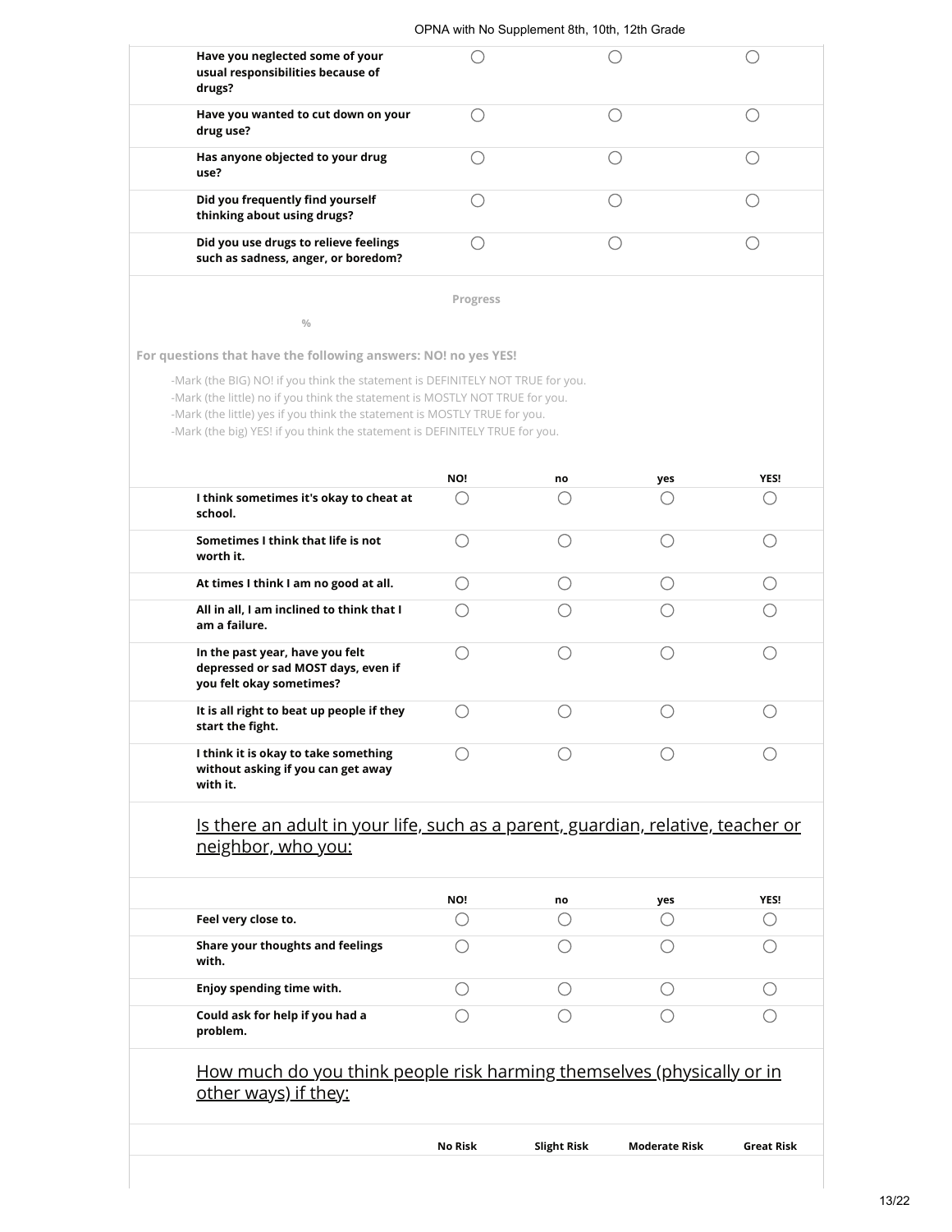| | | | |
|---|---|---|---|
| Have you neglected some of your usual responsibilities because of drugs? | ◯ | ◯ | ◯ |
| Have you wanted to cut down on your drug use? | ◯ | ◯ | ◯ |
| Has anyone objected to your drug use? | ◯ | ◯ | ◯ |
| Did you frequently find yourself thinking about using drugs? | ◯ | ◯ | ◯ |
| Did you use drugs to relieve feelings such as sadness, anger, or boredom? | ◯ | ◯ | ◯ |

Progress

%

**For questions that have the following answers: NO! no yes YES!**

-Mark (the BIG) NO! if you think the statement is DEFINITELY NOT TRUE for you.
-Mark (the little) no if you think the statement is MOSTLY NOT TRUE for you.
-Mark (the little) yes if you think the statement is MOSTLY TRUE for you.
-Mark (the big) YES! if you think the statement is DEFINITELY TRUE for you.

| | NO! | no | yes | YES! |
|---|---|---|---|---|
| I think sometimes it's okay to cheat at school. | ◯ | ◯ | ◯ | ◯ |
| Sometimes I think that life is not worth it. | ◯ | ◯ | ◯ | ◯ |
| At times I think I am no good at all. | ◯ | ◯ | ◯ | ◯ |
| All in all, I am inclined to think that I am a failure. | ◯ | ◯ | ◯ | ◯ |
| In the past year, have you felt depressed or sad MOST days, even if you felt okay sometimes? | ◯ | ◯ | ◯ | ◯ |
| It is all right to beat up people if they start the fight. | ◯ | ◯ | ◯ | ◯ |
| I think it is okay to take something without asking if you can get away with it. | ◯ | ◯ | ◯ | ◯ |

<u>Is there an adult in your life, such as a parent, guardian, relative, teacher or neighbor, who you:</u>

| | NO! | no | yes | YES! |
|---|---|---|---|---|
| Feel very close to. | ◯ | ◯ | ◯ | ◯ |
| Share your thoughts and feelings with. | ◯ | ◯ | ◯ | ◯ |
| Enjoy spending time with. | ◯ | ◯ | ◯ | ◯ |
| Could ask for help if you had a problem. | ◯ | ◯ | ◯ | ◯ |

<u>How much do you think people risk harming themselves (physically or in other ways) if they:</u>

| | No Risk | Slight Risk | Moderate Risk | Great Risk |
|---|---|---|---|---|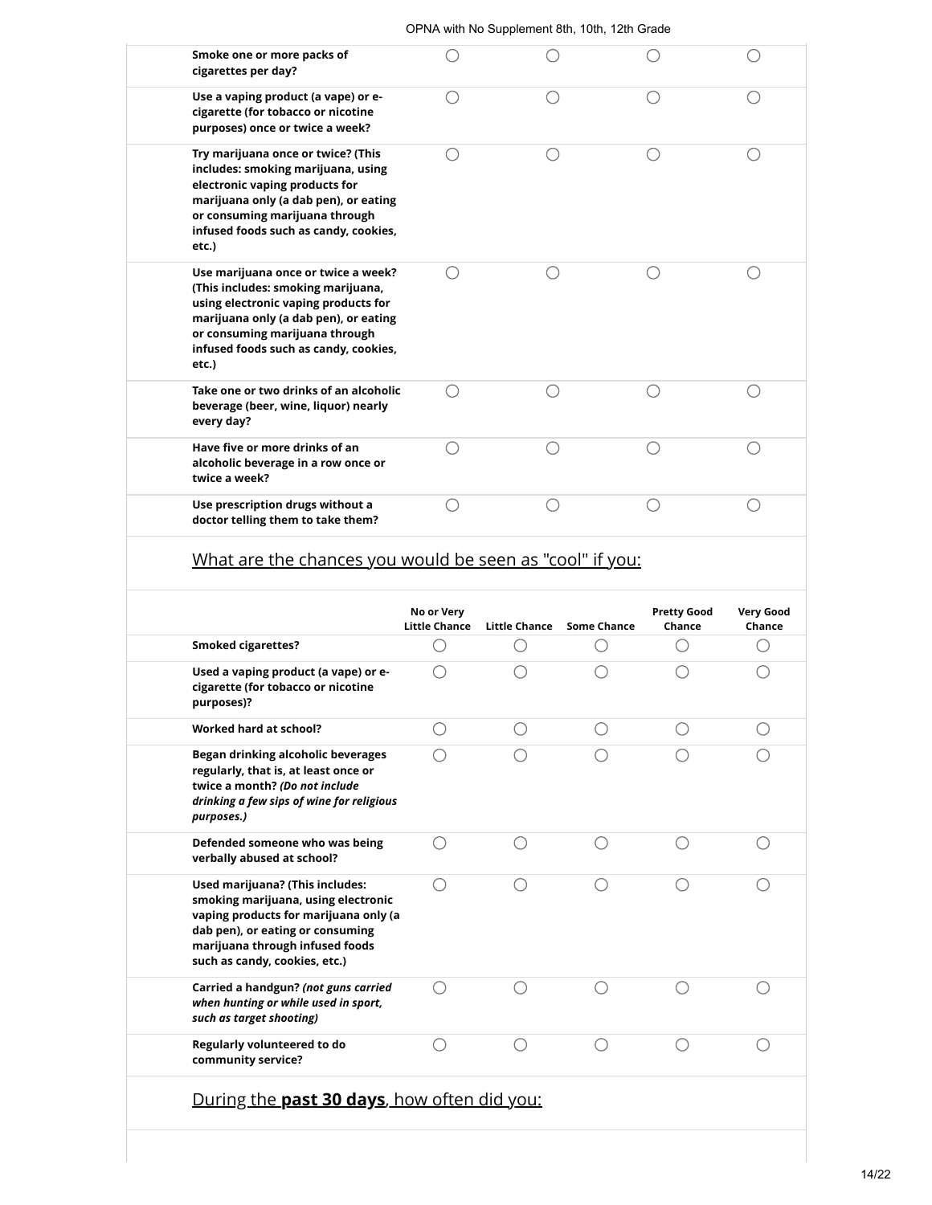| | | | | |
|---|---|---|---|---|
| **Smoke one or more packs of cigarettes per day?** | ◯ | ◯ | ◯ | ◯ |
| **Use a vaping product (a vape) or e-cigarette (for tobacco or nicotine purposes) once or twice a week?** | ◯ | ◯ | ◯ | ◯ |
| **Try marijuana once or twice? (This includes: smoking marijuana, using electronic vaping products for marijuana only (a dab pen), or eating or consuming marijuana through infused foods such as candy, cookies, etc.)** | ◯ | ◯ | ◯ | ◯ |
| **Use marijuana once or twice a week? (This includes: smoking marijuana, using electronic vaping products for marijuana only (a dab pen), or eating or consuming marijuana through infused foods such as candy, cookies, etc.)** | ◯ | ◯ | ◯ | ◯ |
| **Take one or two drinks of an alcoholic beverage (beer, wine, liquor) nearly every day?** | ◯ | ◯ | ◯ | ◯ |
| **Have five or more drinks of an alcoholic beverage in a row once or twice a week?** | ◯ | ◯ | ◯ | ◯ |
| **Use prescription drugs without a doctor telling them to take them?** | ◯ | ◯ | ◯ | ◯ |

## What are the chances you would be seen as "cool" if you:

| | **No or Very Little Chance** | **Little Chance** | **Some Chance** | **Pretty Good Chance** | **Very Good Chance** |
|---|---|---|---|---|---|
| **Smoked cigarettes?** | ◯ | ◯ | ◯ | ◯ | ◯ |
| **Used a vaping product (a vape) or e-cigarette (for tobacco or nicotine purposes)?** | ◯ | ◯ | ◯ | ◯ | ◯ |
| **Worked hard at school?** | ◯ | ◯ | ◯ | ◯ | ◯ |
| **Began drinking alcoholic beverages regularly, that is, at least once or twice a month? *(Do not include drinking a few sips of wine for religious purposes.)*** | ◯ | ◯ | ◯ | ◯ | ◯ |
| **Defended someone who was being verbally abused at school?** | ◯ | ◯ | ◯ | ◯ | ◯ |
| **Used marijuana? (This includes: smoking marijuana, using electronic vaping products for marijuana only (a dab pen), or eating or consuming marijuana through infused foods such as candy, cookies, etc.)** | ◯ | ◯ | ◯ | ◯ | ◯ |
| **Carried a handgun? *(not guns carried when hunting or while used in sport, such as target shooting)*** | ◯ | ◯ | ◯ | ◯ | ◯ |
| **Regularly volunteered to do community service?** | ◯ | ◯ | ◯ | ◯ | ◯ |

## During the **past 30 days**, how often did you: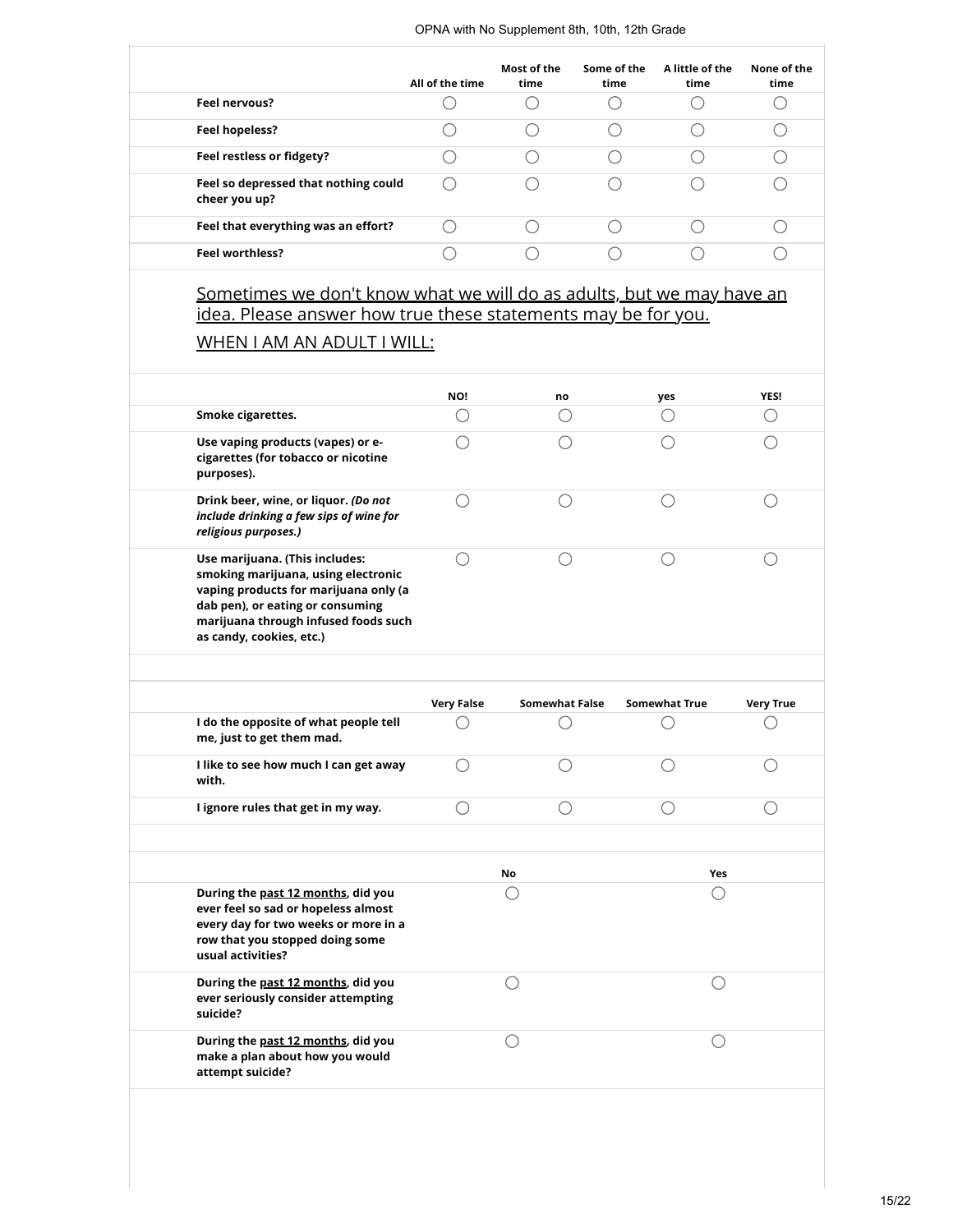| | All of the time | Most of the time | Some of the time | A little of the time | None of the time |
|---|---|---|---|---|---|
| **Feel nervous?** | ◯ | ◯ | ◯ | ◯ | ◯ |
| **Feel hopeless?** | ◯ | ◯ | ◯ | ◯ | ◯ |
| **Feel restless or fidgety?** | ◯ | ◯ | ◯ | ◯ | ◯ |
| **Feel so depressed that nothing could cheer you up?** | ◯ | ◯ | ◯ | ◯ | ◯ |
| **Feel that everything was an effort?** | ◯ | ◯ | ◯ | ◯ | ◯ |
| **Feel worthless?** | ◯ | ◯ | ◯ | ◯ | ◯ |

Sometimes we don't know what we will do as adults, but we may have an idea. Please answer how true these statements may be for you.

WHEN I AM AN ADULT I WILL:

| | NO! | no | yes | YES! |
|---|---|---|---|---|
| **Smoke cigarettes.** | ◯ | ◯ | ◯ | ◯ |
| **Use vaping products (vapes) or e-cigarettes (for tobacco or nicotine purposes).** | ◯ | ◯ | ◯ | ◯ |
| **Drink beer, wine, or liquor.** ***(Do not include drinking a few sips of wine for religious purposes.)*** | ◯ | ◯ | ◯ | ◯ |
| **Use marijuana. (This includes: smoking marijuana, using electronic vaping products for marijuana only (a dab pen), or eating or consuming marijuana through infused foods such as candy, cookies, etc.)** | ◯ | ◯ | ◯ | ◯ |

| | Very False | Somewhat False | Somewhat True | Very True |
|---|---|---|---|---|
| **I do the opposite of what people tell me, just to get them mad.** | ◯ | ◯ | ◯ | ◯ |
| **I like to see how much I can get away with.** | ◯ | ◯ | ◯ | ◯ |
| **I ignore rules that get in my way.** | ◯ | ◯ | ◯ | ◯ |

| | No | Yes |
|---|---|---|
| **During the past 12 months, did you ever feel so sad or hopeless almost every day for two weeks or more in a row that you stopped doing some usual activities?** | ◯ | ◯ |
| **During the past 12 months, did you ever seriously consider attempting suicide?** | ◯ | ◯ |
| **During the past 12 months, did you make a plan about how you would attempt suicide?** | ◯ | ◯ |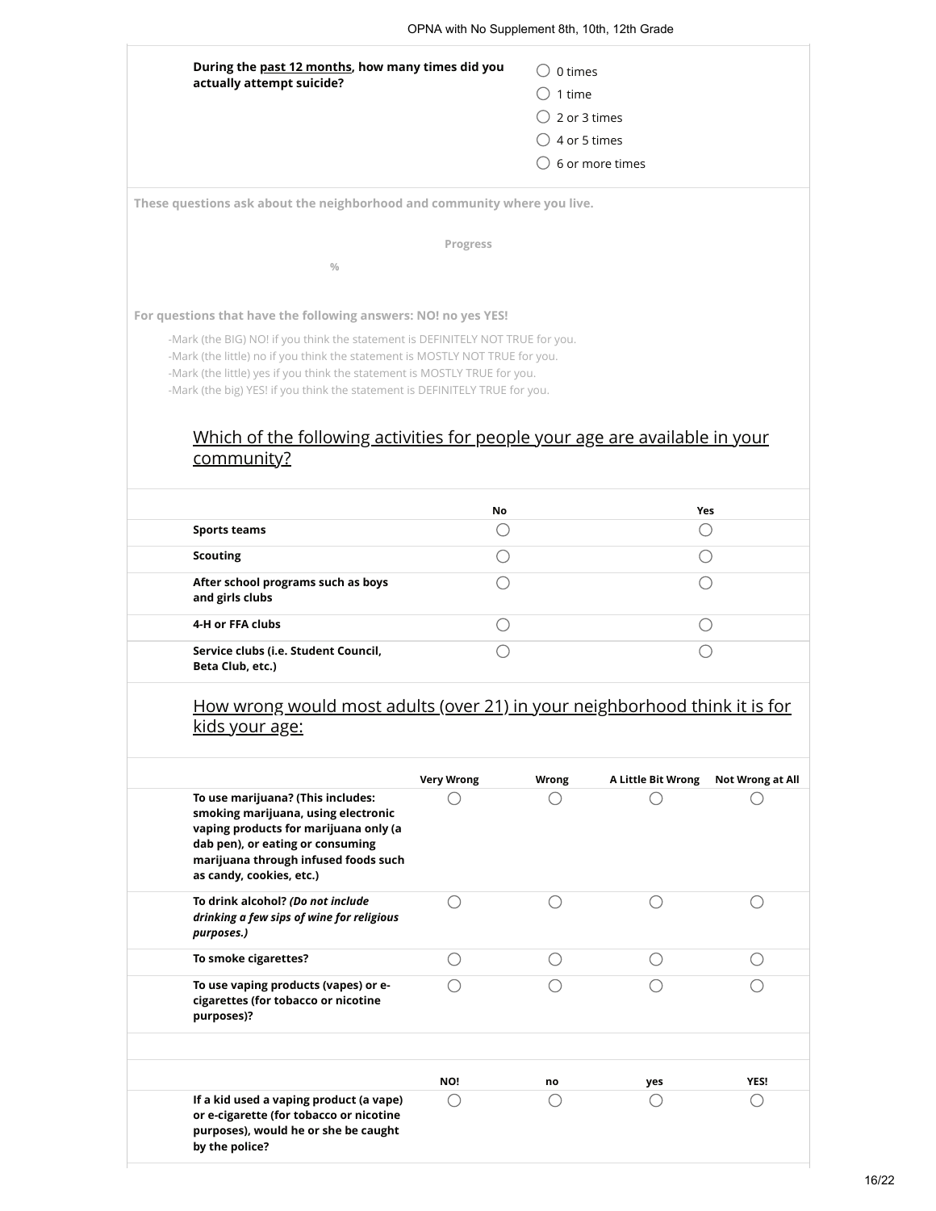**During the past 12 months, how many times did you actually attempt suicide?**

- ◯ 0 times
- ◯ 1 time
- ◯ 2 or 3 times
- ◯ 4 or 5 times
- ◯ 6 or more times

**These questions ask about the neighborhood and community where you live.**

**Progress**

%

**For questions that have the following answers: NO! no yes YES!**

- -Mark (the BIG) NO! if you think the statement is DEFINITELY NOT TRUE for you.
- -Mark (the little) no if you think the statement is MOSTLY NOT TRUE for you.
- -Mark (the little) yes if you think the statement is MOSTLY TRUE for you.
- -Mark (the big) YES! if you think the statement is DEFINITELY TRUE for you.

## Which of the following activities for people your age are available in your community?

| | No | Yes |
|---|---|---|
| **Sports teams** | ◯ | ◯ |
| **Scouting** | ◯ | ◯ |
| **After school programs such as boys and girls clubs** | ◯ | ◯ |
| **4-H or FFA clubs** | ◯ | ◯ |
| **Service clubs (i.e. Student Council, Beta Club, etc.)** | ◯ | ◯ |

## How wrong would most adults (over 21) in your neighborhood think it is for kids your age:

| | Very Wrong | Wrong | A Little Bit Wrong | Not Wrong at All |
|---|---|---|---|---|
| **To use marijuana? (This includes: smoking marijuana, using electronic vaping products for marijuana only (a dab pen), or eating or consuming marijuana through infused foods such as candy, cookies, etc.)** | ◯ | ◯ | ◯ | ◯ |
| **To drink alcohol? *(Do not include drinking a few sips of wine for religious purposes.)*** | ◯ | ◯ | ◯ | ◯ |
| **To smoke cigarettes?** | ◯ | ◯ | ◯ | ◯ |
| **To use vaping products (vapes) or e-cigarettes (for tobacco or nicotine purposes)?** | ◯ | ◯ | ◯ | ◯ |

| | NO! | no | yes | YES! |
|---|---|---|---|---|
| **If a kid used a vaping product (a vape) or e-cigarette (for tobacco or nicotine purposes), would he or she be caught by the police?** | ◯ | ◯ | ◯ | ◯ |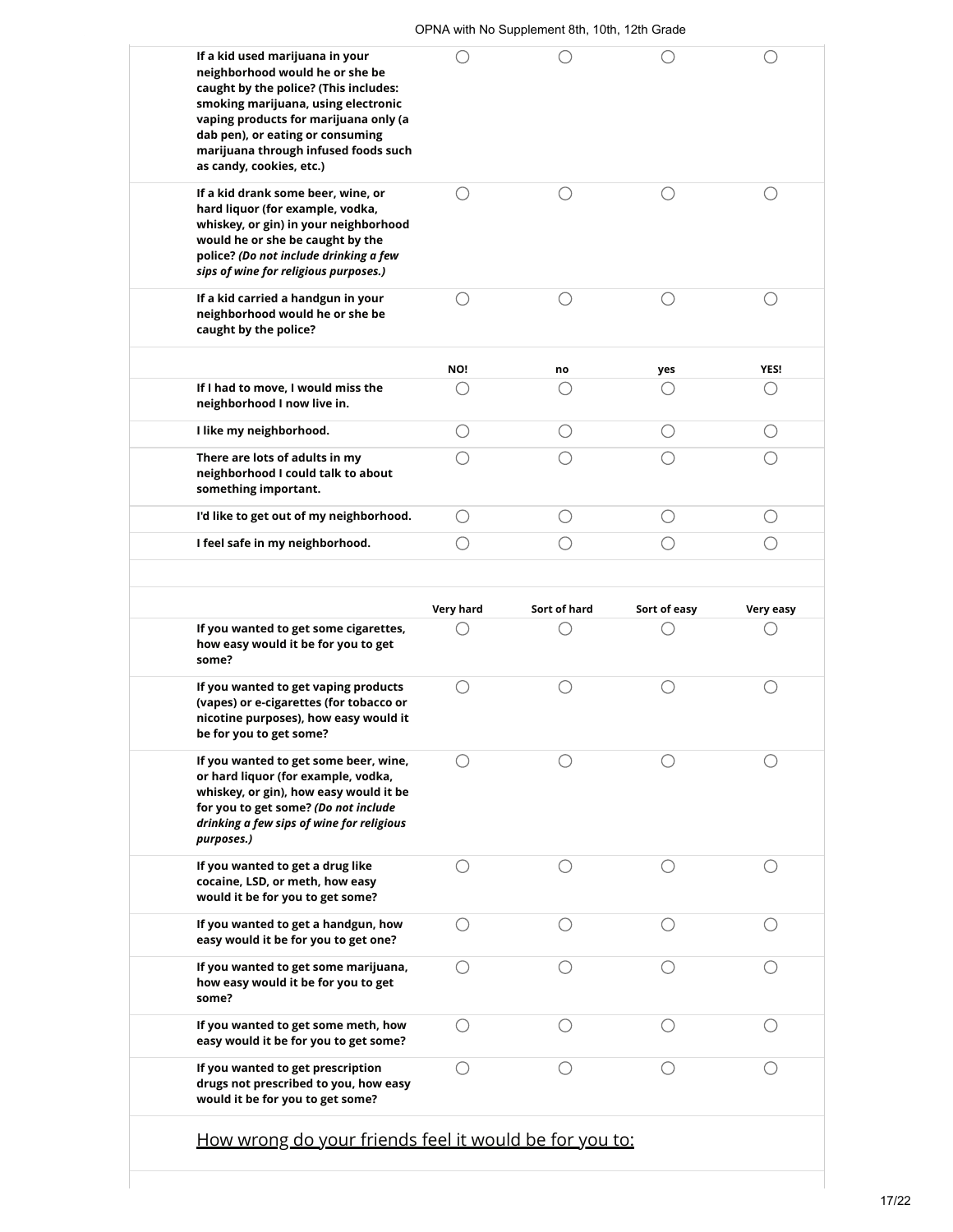| | | | | |
|---|---|---|---|---|
| **If a kid used marijuana in your neighborhood would he or she be caught by the police? (This includes: smoking marijuana, using electronic vaping products for marijuana only (a dab pen), or eating or consuming marijuana through infused foods such as candy, cookies, etc.)** | ◯ | ◯ | ◯ | ◯ |
| **If a kid drank some beer, wine, or hard liquor (for example, vodka, whiskey, or gin) in your neighborhood would he or she be caught by the police? *(Do not include drinking a few sips of wine for religious purposes.)*** | ◯ | ◯ | ◯ | ◯ |
| **If a kid carried a handgun in your neighborhood would he or she be caught by the police?** | ◯ | ◯ | ◯ | ◯ |

| | NO! | no | yes | YES! |
|---|---|---|---|---|
| **If I had to move, I would miss the neighborhood I now live in.** | ◯ | ◯ | ◯ | ◯ |
| **I like my neighborhood.** | ◯ | ◯ | ◯ | ◯ |
| **There are lots of adults in my neighborhood I could talk to about something important.** | ◯ | ◯ | ◯ | ◯ |
| **I'd like to get out of my neighborhood.** | ◯ | ◯ | ◯ | ◯ |
| **I feel safe in my neighborhood.** | ◯ | ◯ | ◯ | ◯ |

| | Very hard | Sort of hard | Sort of easy | Very easy |
|---|---|---|---|---|
| **If you wanted to get some cigarettes, how easy would it be for you to get some?** | ◯ | ◯ | ◯ | ◯ |
| **If you wanted to get vaping products (vapes) or e-cigarettes (for tobacco or nicotine purposes), how easy would it be for you to get some?** | ◯ | ◯ | ◯ | ◯ |
| **If you wanted to get some beer, wine, or hard liquor (for example, vodka, whiskey, or gin), how easy would it be for you to get some? *(Do not include drinking a few sips of wine for religious purposes.)*** | ◯ | ◯ | ◯ | ◯ |
| **If you wanted to get a drug like cocaine, LSD, or meth, how easy would it be for you to get some?** | ◯ | ◯ | ◯ | ◯ |
| **If you wanted to get a handgun, how easy would it be for you to get one?** | ◯ | ◯ | ◯ | ◯ |
| **If you wanted to get some marijuana, how easy would it be for you to get some?** | ◯ | ◯ | ◯ | ◯ |
| **If you wanted to get some meth, how easy would it be for you to get some?** | ◯ | ◯ | ◯ | ◯ |
| **If you wanted to get prescription drugs not prescribed to you, how easy would it be for you to get some?** | ◯ | ◯ | ◯ | ◯ |

How wrong do your friends feel it would be for you to: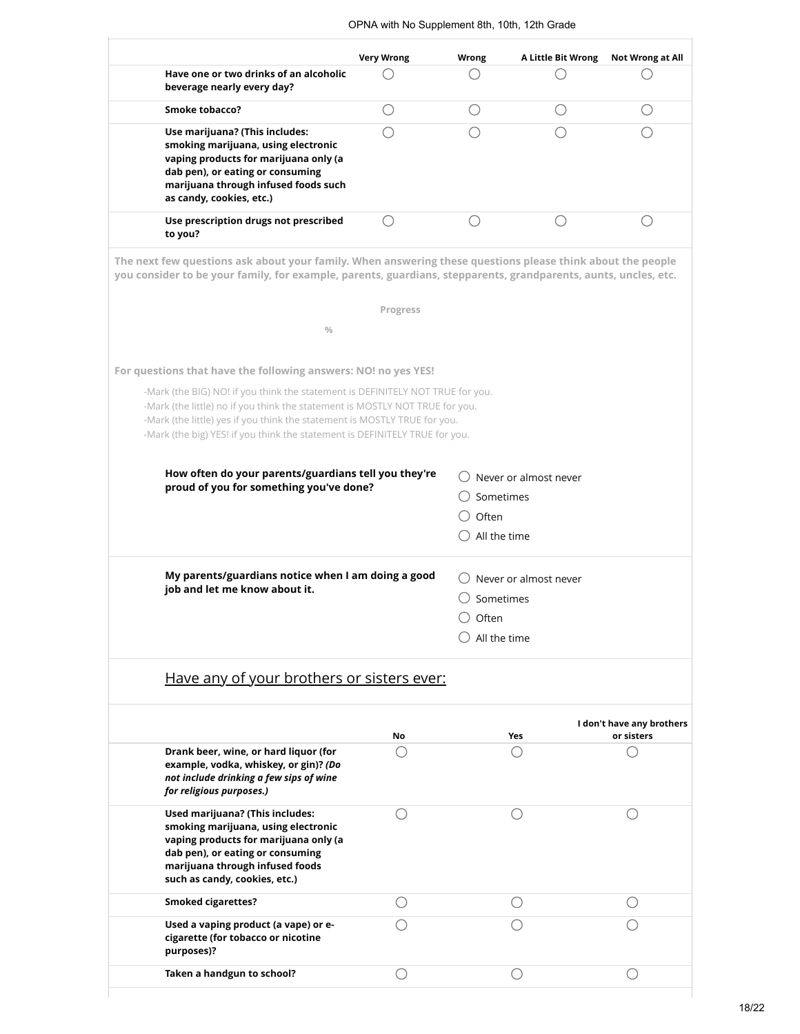| | Very Wrong | Wrong | A Little Bit Wrong | Not Wrong at All |
|---|---|---|---|---|
| **Have one or two drinks of an alcoholic beverage nearly every day?** | ◯ | ◯ | ◯ | ◯ |
| **Smoke tobacco?** | ◯ | ◯ | ◯ | ◯ |
| **Use marijuana? (This includes: smoking marijuana, using electronic vaping products for marijuana only (a dab pen), or eating or consuming marijuana through infused foods such as candy, cookies, etc.)** | ◯ | ◯ | ◯ | ◯ |
| **Use prescription drugs not prescribed to you?** | ◯ | ◯ | ◯ | ◯ |

**The next few questions ask about your family. When answering these questions please think about the people you consider to be your family, for example, parents, guardians, stepparents, grandparents, aunts, uncles, etc.**

**Progress**

%

**For questions that have the following answers: NO! no yes YES!**

-Mark (the BIG) NO! if you think the statement is DEFINITELY NOT TRUE for you.
-Mark (the little) no if you think the statement is MOSTLY NOT TRUE for you.
-Mark (the little) yes if you think the statement is MOSTLY TRUE for you.
-Mark (the big) YES! if you think the statement is DEFINITELY TRUE for you.

**How often do your parents/guardians tell you they're proud of you for something you've done?**

- ◯ Never or almost never
- ◯ Sometimes
- ◯ Often
- ◯ All the time

**My parents/guardians notice when I am doing a good job and let me know about it.**

- ◯ Never or almost never
- ◯ Sometimes
- ◯ Often
- ◯ All the time

## Have any of your brothers or sisters ever:

| | No | Yes | I don't have any brothers or sisters |
|---|---|---|---|
| **Drank beer, wine, or hard liquor (for example, vodka, whiskey, or gin)? *(Do not include drinking a few sips of wine for religious purposes.)*** | ◯ | ◯ | ◯ |
| **Used marijuana? (This includes: smoking marijuana, using electronic vaping products for marijuana only (a dab pen), or eating or consuming marijuana through infused foods such as candy, cookies, etc.)** | ◯ | ◯ | ◯ |
| **Smoked cigarettes?** | ◯ | ◯ | ◯ |
| **Used a vaping product (a vape) or e-cigarette (for tobacco or nicotine purposes)?** | ◯ | ◯ | ◯ |
| **Taken a handgun to school?** | ◯ | ◯ | ◯ |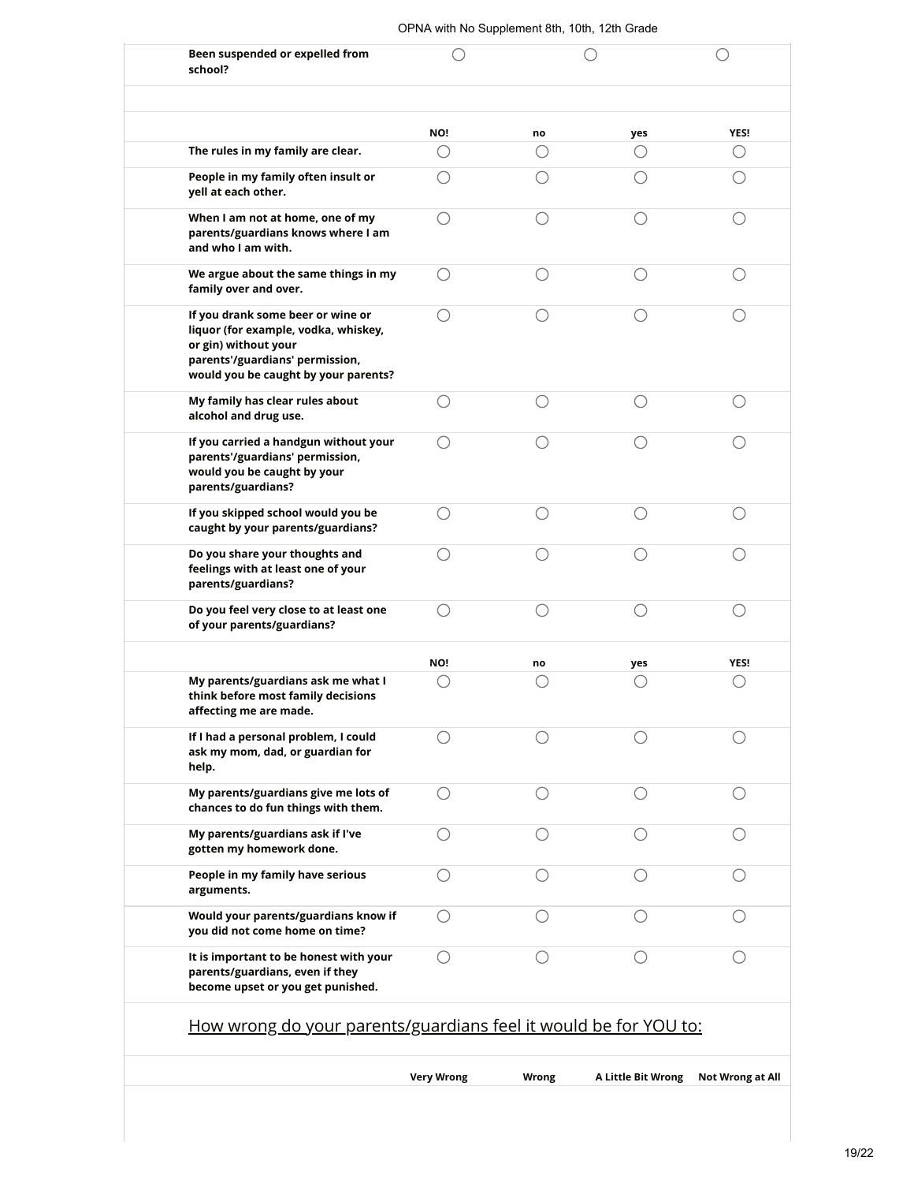| | | | |
|---|---|---|---|
| Been suspended or expelled from school? | ◯ | ◯ | ◯ |

| | NO! | no | yes | YES! |
|---|---|---|---|---|
| **The rules in my family are clear.** | ◯ | ◯ | ◯ | ◯ |
| **People in my family often insult or yell at each other.** | ◯ | ◯ | ◯ | ◯ |
| **When I am not at home, one of my parents/guardians knows where I am and who I am with.** | ◯ | ◯ | ◯ | ◯ |
| **We argue about the same things in my family over and over.** | ◯ | ◯ | ◯ | ◯ |
| **If you drank some beer or wine or liquor (for example, vodka, whiskey, or gin) without your parents'/guardians' permission, would you be caught by your parents?** | ◯ | ◯ | ◯ | ◯ |
| **My family has clear rules about alcohol and drug use.** | ◯ | ◯ | ◯ | ◯ |
| **If you carried a handgun without your parents'/guardians' permission, would you be caught by your parents/guardians?** | ◯ | ◯ | ◯ | ◯ |
| **If you skipped school would you be caught by your parents/guardians?** | ◯ | ◯ | ◯ | ◯ |
| **Do you share your thoughts and feelings with at least one of your parents/guardians?** | ◯ | ◯ | ◯ | ◯ |
| **Do you feel very close to at least one of your parents/guardians?** | ◯ | ◯ | ◯ | ◯ |

| | NO! | no | yes | YES! |
|---|---|---|---|---|
| **My parents/guardians ask me what I think before most family decisions affecting me are made.** | ◯ | ◯ | ◯ | ◯ |
| **If I had a personal problem, I could ask my mom, dad, or guardian for help.** | ◯ | ◯ | ◯ | ◯ |
| **My parents/guardians give me lots of chances to do fun things with them.** | ◯ | ◯ | ◯ | ◯ |
| **My parents/guardians ask if I've gotten my homework done.** | ◯ | ◯ | ◯ | ◯ |
| **People in my family have serious arguments.** | ◯ | ◯ | ◯ | ◯ |
| **Would your parents/guardians know if you did not come home on time?** | ◯ | ◯ | ◯ | ◯ |
| **It is important to be honest with your parents/guardians, even if they become upset or you get punished.** | ◯ | ◯ | ◯ | ◯ |

## How wrong do your parents/guardians feel it would be for YOU to:

| | Very Wrong | Wrong | A Little Bit Wrong | Not Wrong at All |
|---|---|---|---|---|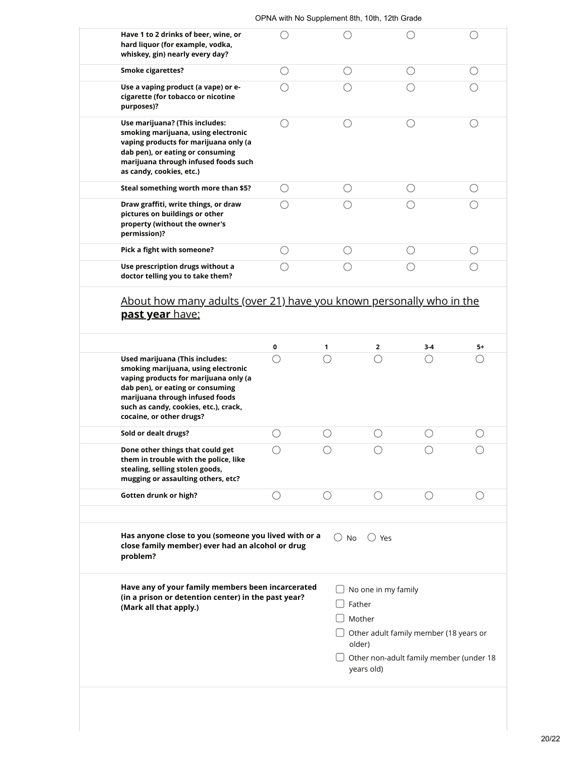| | | | | |
|---|---|---|---|---|
| **Have 1 to 2 drinks of beer, wine, or hard liquor (for example, vodka, whiskey, gin) nearly every day?** | ○ | ○ | ○ | ○ |
| **Smoke cigarettes?** | ○ | ○ | ○ | ○ |
| **Use a vaping product (a vape) or e-cigarette (for tobacco or nicotine purposes)?** | ○ | ○ | ○ | ○ |
| **Use marijuana? (This includes: smoking marijuana, using electronic vaping products for marijuana only (a dab pen), or eating or consuming marijuana through infused foods such as candy, cookies, etc.)** | ○ | ○ | ○ | ○ |
| **Steal something worth more than $5?** | ○ | ○ | ○ | ○ |
| **Draw graffiti, write things, or draw pictures on buildings or other property (without the owner's permission)?** | ○ | ○ | ○ | ○ |
| **Pick a fight with someone?** | ○ | ○ | ○ | ○ |
| **Use prescription drugs without a doctor telling you to take them?** | ○ | ○ | ○ | ○ |

## About how many adults (over 21) have you known personally who in the **past year** have:

| | 0 | 1 | 2 | 3-4 | 5+ |
|---|---|---|---|---|---|
| **Used marijuana (This includes: smoking marijuana, using electronic vaping products for marijuana only (a dab pen), or eating or consuming marijuana through infused foods such as candy, cookies, etc.), crack, cocaine, or other drugs?** | ○ | ○ | ○ | ○ | ○ |
| **Sold or dealt drugs?** | ○ | ○ | ○ | ○ | ○ |
| **Done other things that could get them in trouble with the police, like stealing, selling stolen goods, mugging or assaulting others, etc?** | ○ | ○ | ○ | ○ | ○ |
| **Gotten drunk or high?** | ○ | ○ | ○ | ○ | ○ |

**Has anyone close to you (someone you lived with or a close family member) ever had an alcohol or drug problem?**

○ No ○ Yes

**Have any of your family members been incarcerated (in a prison or detention center) in the past year? (Mark all that apply.)**

- ☐ No one in my family
- ☐ Father
- ☐ Mother
- ☐ Other adult family member (18 years or older)
- ☐ Other non-adult family member (under 18 years old)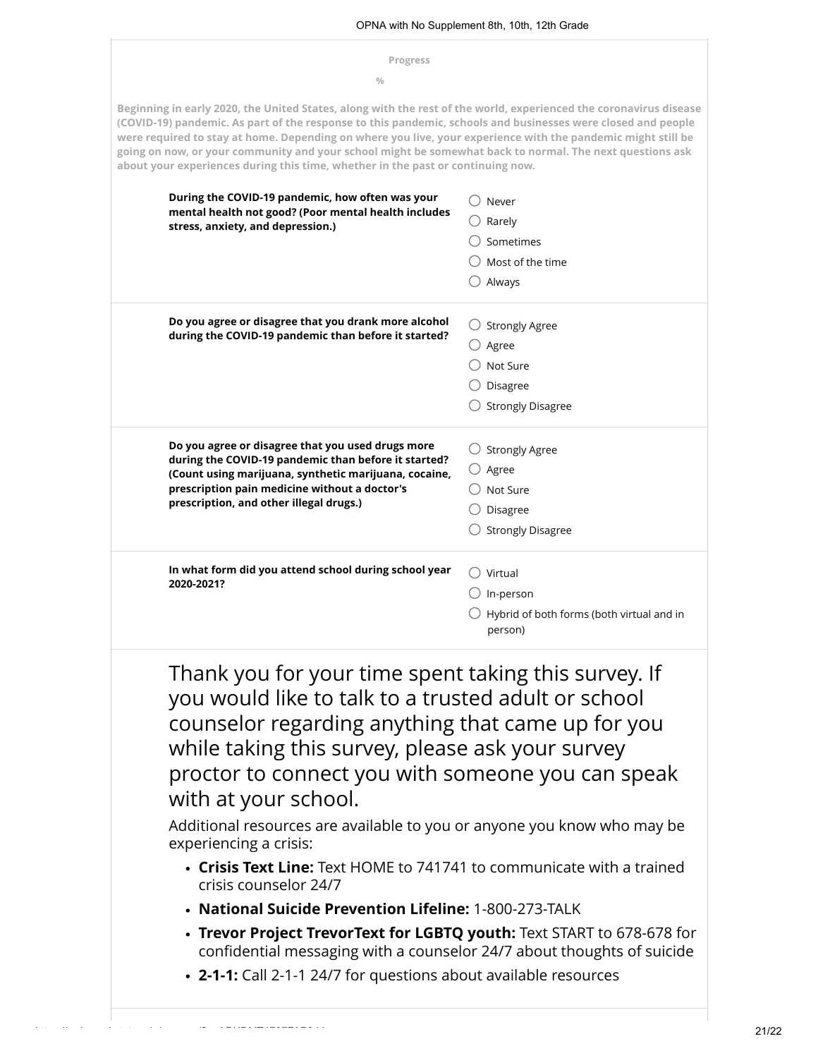Progress

%

**Beginning in early 2020, the United States, along with the rest of the world, experienced the coronavirus disease (COVID-19) pandemic. As part of the response to this pandemic, schools and businesses were closed and people were required to stay at home. Depending on where you live, your experience with the pandemic might still be going on now, or your community and your school might be somewhat back to normal. The next questions ask about your experiences during this time, whether in the past or continuing now.**

**During the COVID-19 pandemic, how often was your mental health not good? (Poor mental health includes stress, anxiety, and depression.)**

- ◯ Never
- ◯ Rarely
- ◯ Sometimes
- ◯ Most of the time
- ◯ Always

**Do you agree or disagree that you drank more alcohol during the COVID-19 pandemic than before it started?**

- ◯ Strongly Agree
- ◯ Agree
- ◯ Not Sure
- ◯ Disagree
- ◯ Strongly Disagree

**Do you agree or disagree that you used drugs more during the COVID-19 pandemic than before it started? (Count using marijuana, synthetic marijuana, cocaine, prescription pain medicine without a doctor's prescription, and other illegal drugs.)**

- ◯ Strongly Agree
- ◯ Agree
- ◯ Not Sure
- ◯ Disagree
- ◯ Strongly Disagree

**In what form did you attend school during school year 2020-2021?**

- ◯ Virtual
- ◯ In-person
- ◯ Hybrid of both forms (both virtual and in person)

## Thank you for your time spent taking this survey. If you would like to talk to a trusted adult or school counselor regarding anything that came up for you while taking this survey, please ask your survey proctor to connect you with someone you can speak with at your school.

Additional resources are available to you or anyone you know who may be experiencing a crisis:

- **Crisis Text Line:** Text HOME to 741741 to communicate with a trained crisis counselor 24/7
- **National Suicide Prevention Lifeline:** 1-800-273-TALK
- **Trevor Project TrevorText for LGBTQ youth:** Text START to 678-678 for confidential messaging with a counselor 24/7 about thoughts of suicide
- **2-1-1:** Call 2-1-1 24/7 for questions about available resources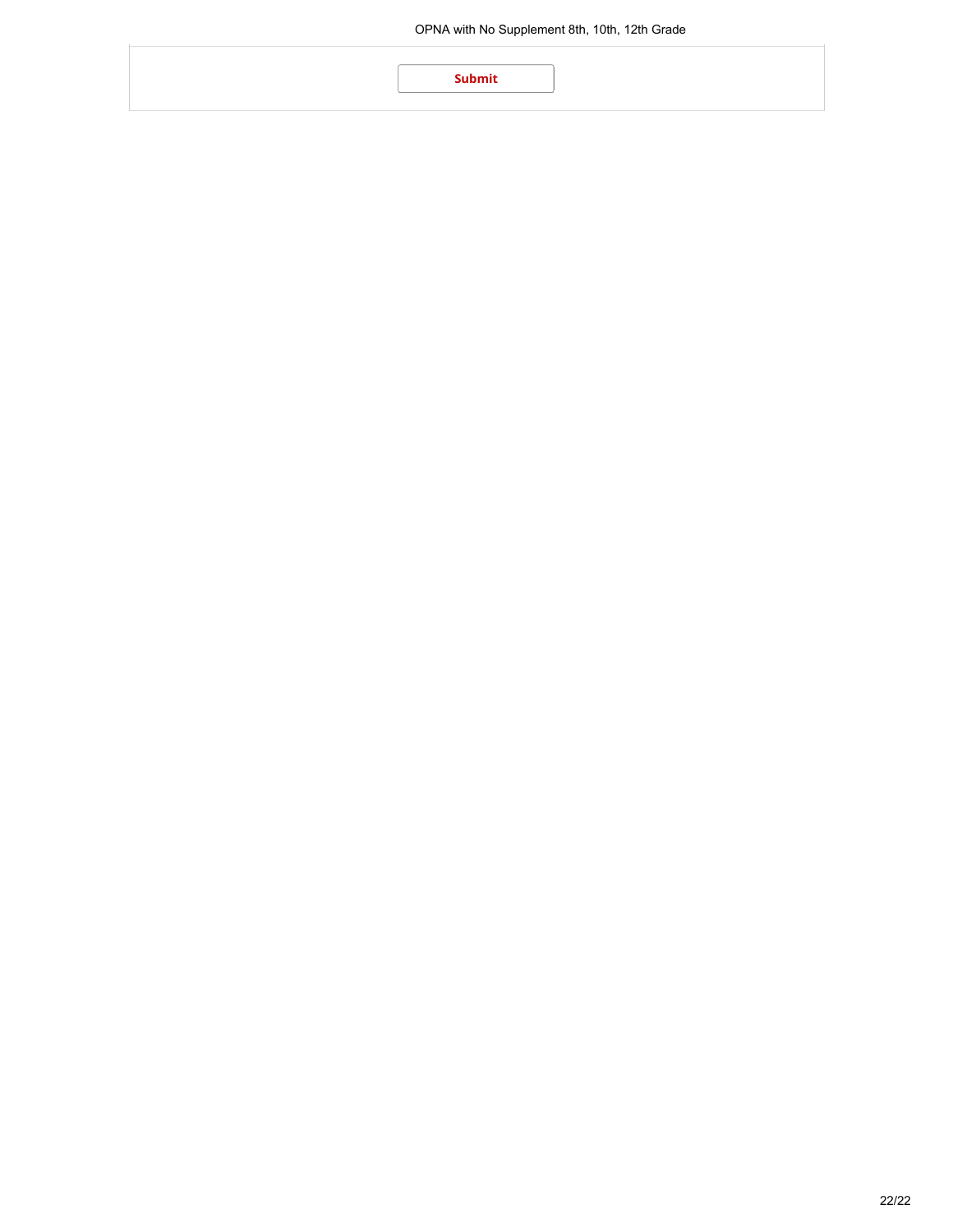Submit